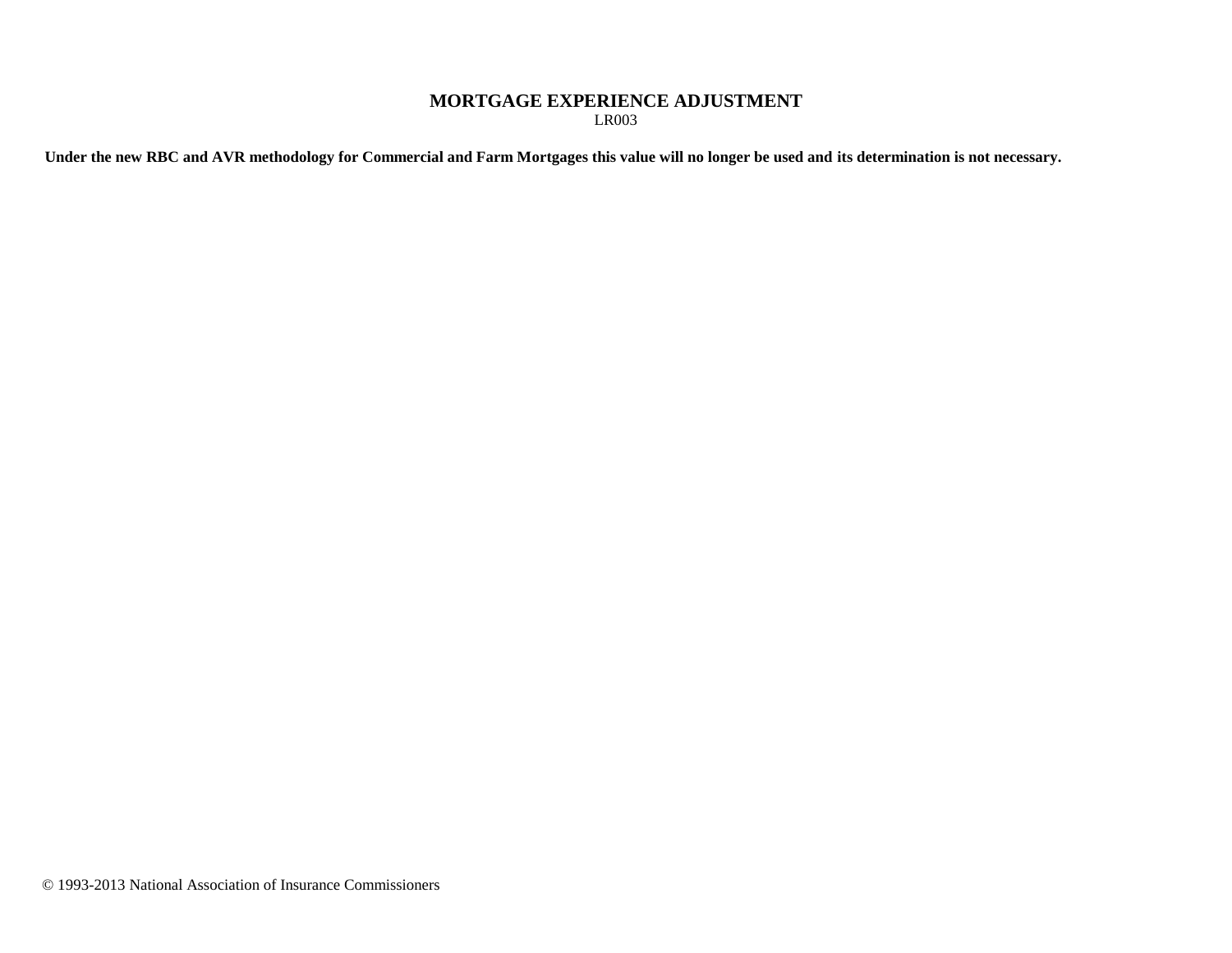# MORTGAGE EXPERIENCE ADJUSTMENT

LR003

**Under the new RBC and AVR methodology for Commercial and Farm Mortgages this value will no longer be used and its determination is not necessary.**

© 1993-2013 National Association of Insurance Commissioners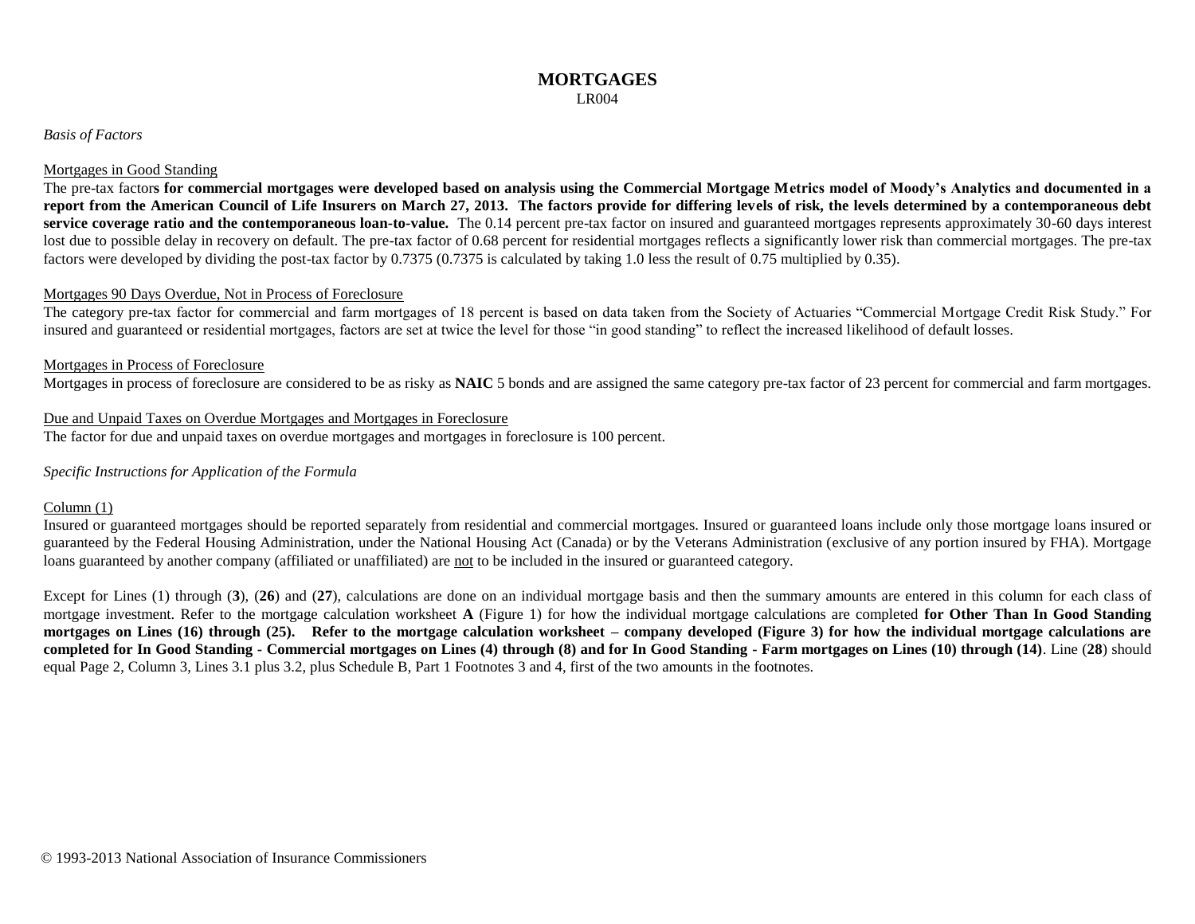# MORTGAGES

LR004

*Basis of Factors*

Mortgages in Good Standing

The pre-tax factor**s for commercial mortgages were developed based on analysis using the Commercial Mortgage Metrics model of Moody's Analytics and documented in a report from the American Council of Life Insurers on March 27, 2013. The factors provide for differing levels of risk, the levels determined by a contemporaneous debt service coverage ratio and the contemporaneous loan-to-value.** The 0.14 percent pre-tax factor on insured and guaranteed mortgages represents approximately 30-60 days interest lost due to possible delay in recovery on default. The pre-tax factor of 0.68 percent for residential mortgages reflects a significantly lower risk than commercial mortgages. The pre-tax factors were developed by dividing the post-tax factor by 0.7375 (0.7375 is calculated by taking 1.0 less the result of 0.75 multiplied by 0.35).

Mortgages 90 Days Overdue, Not in Process of Foreclosure

The category pre-tax factor for commercial and farm mortgages of 18 percent is based on data taken from the Society of Actuaries "Commercial Mortgage Credit Risk Study." For insured and guaranteed or residential mortgages, factors are set at twice the level for those "in good standing" to reflect the increased likelihood of default losses.

Mortgages in Process of Foreclosure

Mortgages in process of foreclosure are considered to be as risky as **NAIC** 5 bonds and are assigned the same category pre-tax factor of 23 percent for commercial and farm mortgages.

Due and Unpaid Taxes on Overdue Mortgages and Mortgages in Foreclosure

The factor for due and unpaid taxes on overdue mortgages and mortgages in foreclosure is 100 percent.

*Specific Instructions for Application of the Formula*

Column (1)

Insured or guaranteed mortgages should be reported separately from residential and commercial mortgages. Insured or guaranteed loans include only those mortgage loans insured or guaranteed by the Federal Housing Administration, under the National Housing Act (Canada) or by the Veterans Administration (exclusive of any portion insured by FHA). Mortgage loans guaranteed by another company (affiliated or unaffiliated) are not to be included in the insured or guaranteed category.

Except for Lines (1) through (**3**), (**26**) and (**27**), calculations are done on an individual mortgage basis and then the summary amounts are entered in this column for each class of mortgage investment. Refer to the mortgage calculation worksheet **A** (Figure 1) for how the individual mortgage calculations are completed **for Other Than In Good Standing mortgages on Lines (16) through (25). Refer to the mortgage calculation worksheet – company developed (Figure 3) for how the individual mortgage calculations are completed for In Good Standing - Commercial mortgages on Lines (4) through (8) and for In Good Standing - Farm mortgages on Lines (10) through (14)**. Line (**28**) should equal Page 2, Column 3, Lines 3.1 plus 3.2, plus Schedule B, Part 1 Footnotes 3 and 4, first of the two amounts in the footnotes.

© 1993-2013 National Association of Insurance Commissioners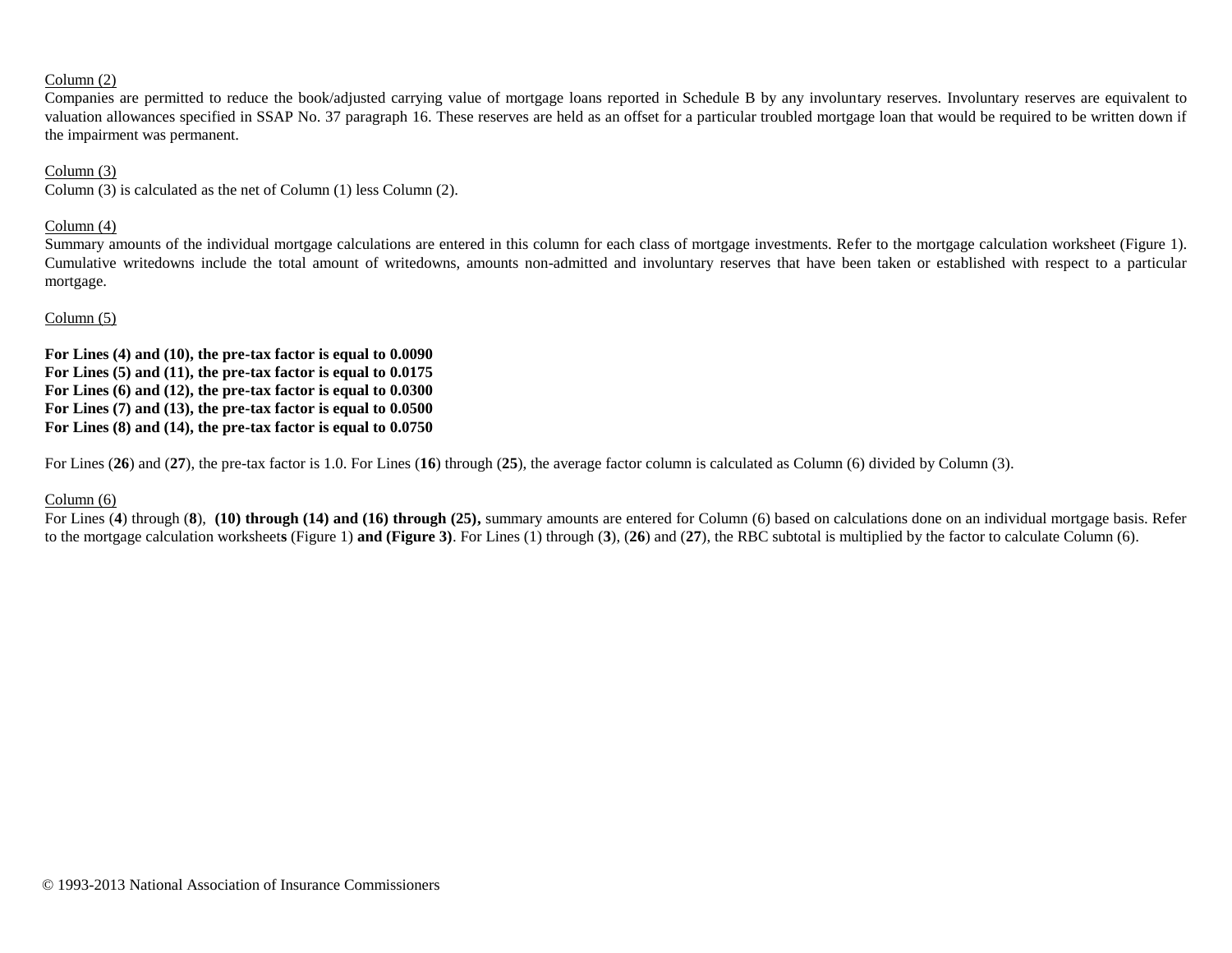Column (2)

Companies are permitted to reduce the book/adjusted carrying value of mortgage loans reported in Schedule B by any involuntary reserves. Involuntary reserves are equivalent to valuation allowances specified in SSAP No. 37 paragraph 16. These reserves are held as an offset for a particular troubled mortgage loan that would be required to be written down if the impairment was permanent.

Column (3)

Column (3) is calculated as the net of Column (1) less Column (2).

Column (4)

Summary amounts of the individual mortgage calculations are entered in this column for each class of mortgage investments. Refer to the mortgage calculation worksheet (Figure 1). Cumulative writedowns include the total amount of writedowns, amounts non-admitted and involuntary reserves that have been taken or established with respect to a particular mortgage.

Column (5)

**For Lines (4) and (10), the pre-tax factor is equal to 0.0090**
**For Lines (5) and (11), the pre-tax factor is equal to 0.0175**
**For Lines (6) and (12), the pre-tax factor is equal to 0.0300**
**For Lines (7) and (13), the pre-tax factor is equal to 0.0500**
**For Lines (8) and (14), the pre-tax factor is equal to 0.0750**

For Lines (**26**) and (**27**), the pre-tax factor is 1.0. For Lines (**16**) through (**25**), the average factor column is calculated as Column (6) divided by Column (3).

Column (6)

For Lines (**4**) through (**8**), **(10) through (14) and (16) through (25),** summary amounts are entered for Column (6) based on calculations done on an individual mortgage basis. Refer to the mortgage calculation worksheet**s** (Figure 1) **and (Figure 3)**. For Lines (1) through (**3**), (**26**) and (**27**), the RBC subtotal is multiplied by the factor to calculate Column (6).

© 1993-2013 National Association of Insurance Commissioners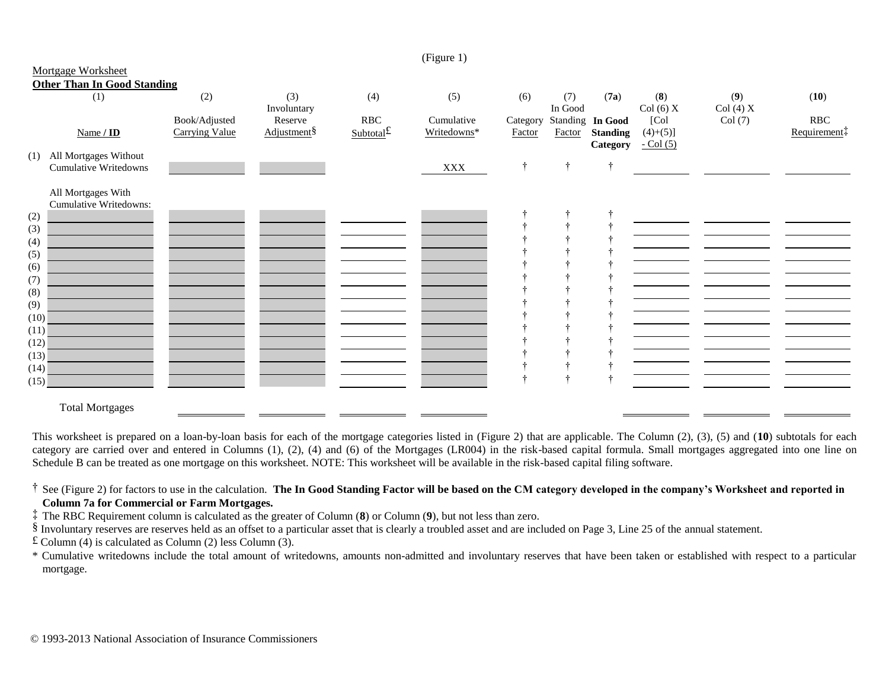(Figure 1)

Mortgage Worksheet

**Other Than In Good Standing**

| | (1) Name / **ID** | (2) Book/Adjusted Carrying Value | (3) Involuntary Reserve Adjustment§ | (4) RBC Subtotal£ | (5) Cumulative Writedowns* | (6) Category Factor | (7) In Good Standing Factor | (**7a**) **In Good Standing Category** | (**8**) Col (6) X [Col (4)+(5)] - Col (5) | (**9**) Col (4) X Col (7) | (**10**) RBC Requirement‡ |
|---|---|---|---|---|---|---|---|---|---|---|---|
| (1) | All Mortgages Without Cumulative Writedowns | | | | XXX | † | † | † | | | |
| | All Mortgages With Cumulative Writedowns: | | | | | | | | | | |
| (2) | | | | | | † | † | † | | | |
| (3) | | | | | | † | † | † | | | |
| (4) | | | | | | † | † | † | | | |
| (5) | | | | | | † | † | † | | | |
| (6) | | | | | | † | † | † | | | |
| (7) | | | | | | † | † | † | | | |
| (8) | | | | | | † | † | † | | | |
| (9) | | | | | | † | † | † | | | |
| (10) | | | | | | † | † | † | | | |
| (11) | | | | | | † | † | † | | | |
| (12) | | | | | | † | † | † | | | |
| (13) | | | | | | † | † | † | | | |
| (14) | | | | | | † | † | † | | | |
| (15) | | | | | | † | † | † | | | |
| | Total Mortgages | | | | | | | | | | |

This worksheet is prepared on a loan-by-loan basis for each of the mortgage categories listed in (Figure 2) that are applicable. The Column (2), (3), (5) and (**10**) subtotals for each category are carried over and entered in Columns (1), (2), (4) and (6) of the Mortgages (LR004) in the risk-based capital formula. Small mortgages aggregated into one line on Schedule B can be treated as one mortgage on this worksheet. NOTE: This worksheet will be available in the risk-based capital filing software.

† See (Figure 2) for factors to use in the calculation. **The In Good Standing Factor will be based on the CM category developed in the company's Worksheet and reported in Column 7a for Commercial or Farm Mortgages.**

‡ The RBC Requirement column is calculated as the greater of Column (**8**) or Column (**9**), but not less than zero.

§ Involuntary reserves are reserves held as an offset to a particular asset that is clearly a troubled asset and are included on Page 3, Line 25 of the annual statement.

£ Column (4) is calculated as Column (2) less Column (3).

\* Cumulative writedowns include the total amount of writedowns, amounts non-admitted and involuntary reserves that have been taken or established with respect to a particular mortgage.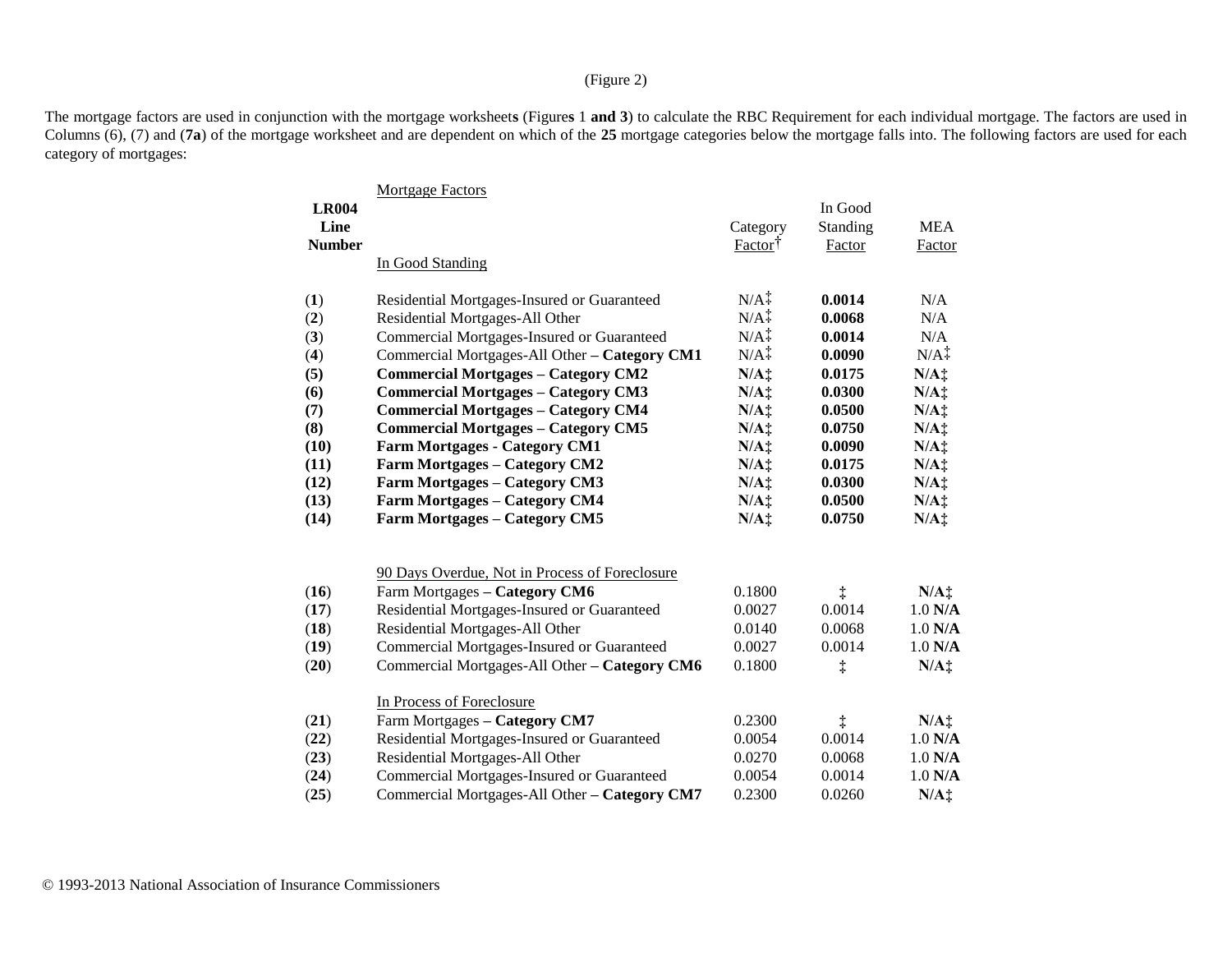(Figure 2)

The mortgage factors are used in conjunction with the mortgage worksheets (Figures 1 **and 3**) to calculate the RBC Requirement for each individual mortgage. The factors are used in Columns (6), (7) and (**7a**) of the mortgage worksheet and are dependent on which of the **25** mortgage categories below the mortgage falls into. The following factors are used for each category of mortgages:

| LR004 Line Number | Mortgage Factors | Category Factor† | In Good Standing Factor | MEA Factor |
|---|---|---|---|---|
| | In Good Standing | | | |
| (**1**) | Residential Mortgages-Insured or Guaranteed | N/A‡ | **0.0014** | N/A |
| (**2**) | Residential Mortgages-All Other | N/A‡ | **0.0068** | N/A |
| (**3**) | Commercial Mortgages-Insured or Guaranteed | N/A‡ | **0.0014** | N/A |
| (**4**) | Commercial Mortgages-All Other **– Category CM1** | N/A‡ | **0.0090** | N/A‡ |
| **(5)** | **Commercial Mortgages – Category CM2** | **N/A‡** | **0.0175** | **N/A‡** |
| **(6)** | **Commercial Mortgages – Category CM3** | **N/A‡** | **0.0300** | **N/A‡** |
| **(7)** | **Commercial Mortgages – Category CM4** | **N/A‡** | **0.0500** | **N/A‡** |
| **(8)** | **Commercial Mortgages – Category CM5** | **N/A‡** | **0.0750** | **N/A‡** |
| **(10)** | **Farm Mortgages - Category CM1** | **N/A‡** | **0.0090** | **N/A‡** |
| **(11)** | **Farm Mortgages – Category CM2** | **N/A‡** | **0.0175** | **N/A‡** |
| **(12)** | **Farm Mortgages – Category CM3** | **N/A‡** | **0.0300** | **N/A‡** |
| **(13)** | **Farm Mortgages – Category CM4** | **N/A‡** | **0.0500** | **N/A‡** |
| **(14)** | **Farm Mortgages – Category CM5** | **N/A‡** | **0.0750** | **N/A‡** |
| | 90 Days Overdue, Not in Process of Foreclosure | | | |
| (**16**) | Farm Mortgages **– Category CM6** | 0.1800 | ‡ | **N/A‡** |
| (**17**) | Residential Mortgages-Insured or Guaranteed | 0.0027 | 0.0014 | 1.0 **N/A** |
| (**18**) | Residential Mortgages-All Other | 0.0140 | 0.0068 | 1.0 **N/A** |
| (**19**) | Commercial Mortgages-Insured or Guaranteed | 0.0027 | 0.0014 | 1.0 **N/A** |
| (**20**) | Commercial Mortgages-All Other **– Category CM6** | 0.1800 | ‡ | **N/A‡** |
| | In Process of Foreclosure | | | |
| (**21**) | Farm Mortgages **– Category CM7** | 0.2300 | ‡ | **N/A‡** |
| (**22**) | Residential Mortgages-Insured or Guaranteed | 0.0054 | 0.0014 | 1.0 **N/A** |
| (**23**) | Residential Mortgages-All Other | 0.0270 | 0.0068 | 1.0 **N/A** |
| (**24**) | Commercial Mortgages-Insured or Guaranteed | 0.0054 | 0.0014 | 1.0 **N/A** |
| (**25**) | Commercial Mortgages-All Other **– Category CM7** | 0.2300 | 0.0260 | **N/A‡** |

© 1993-2013 National Association of Insurance Commissioners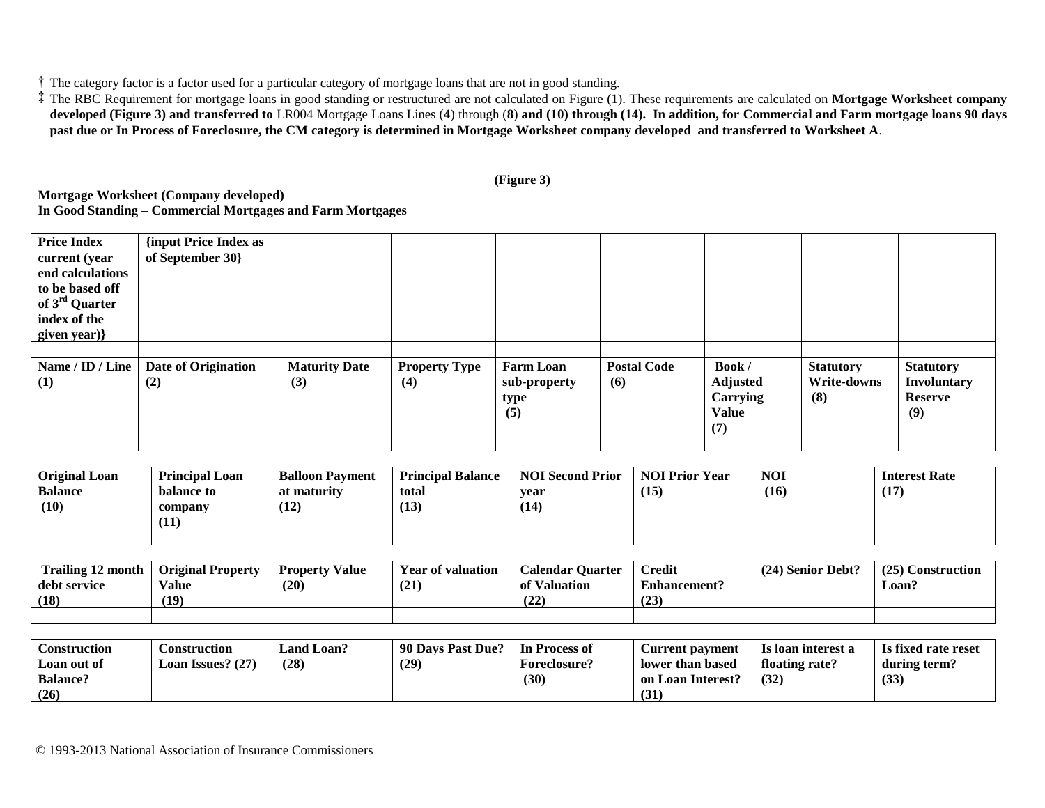† The category factor is a factor used for a particular category of mortgage loans that are not in good standing.

‡ The RBC Requirement for mortgage loans in good standing or restructured are not calculated on Figure (1). These requirements are calculated on **Mortgage Worksheet company developed (Figure 3) and transferred to** LR004 Mortgage Loans Lines (**4**) through (**8**) **and (10) through (14). In addition, for Commercial and Farm mortgage loans 90 days past due or In Process of Foreclosure, the CM category is determined in Mortgage Worksheet company developed and transferred to Worksheet A**.

**(Figure 3)**

**Mortgage Worksheet (Company developed)**
**In Good Standing – Commercial Mortgages and Farm Mortgages**

| **Price Index current (year end calculations to be based off of 3rd Quarter index of the given year)}** | **{input Price Index as of September 30}** | | | | | | | |
|---|---|---|---|---|---|---|---|---|
| | | | | | | | | |
| **Name / ID / Line (1)** | **Date of Origination (2)** | **Maturity Date (3)** | **Property Type (4)** | **Farm Loan sub-property type (5)** | **Postal Code (6)** | **Book / Adjusted Carrying Value (7)** | **Statutory Write-downs (8)** | **Statutory Involuntary Reserve (9)** |
| | | | | | | | | |

| **Original Loan Balance (10)** | **Principal Loan balance to company (11)** | **Balloon Payment at maturity (12)** | **Principal Balance total (13)** | **NOI Second Prior year (14)** | **NOI Prior Year (15)** | **NOI (16)** | **Interest Rate (17)** |
|---|---|---|---|---|---|---|---|
| | | | | | | | |

| **Trailing 12 month debt service (18)** | **Original Property Value (19)** | **Property Value (20)** | **Year of valuation (21)** | **Calendar Quarter of Valuation (22)** | **Credit Enhancement? (23)** | **(24) Senior Debt?** | **(25) Construction Loan?** |
|---|---|---|---|---|---|---|---|
| | | | | | | | |

| **Construction Loan out of Balance? (26)** | **Construction Loan Issues? (27)** | **Land Loan? (28)** | **90 Days Past Due? (29)** | **In Process of Foreclosure? (30)** | **Current payment lower than based on Loan Interest? (31)** | **Is loan interest a floating rate? (32)** | **Is fixed rate reset during term? (33)** |
|---|---|---|---|---|---|---|---|

© 1993-2013 National Association of Insurance Commissioners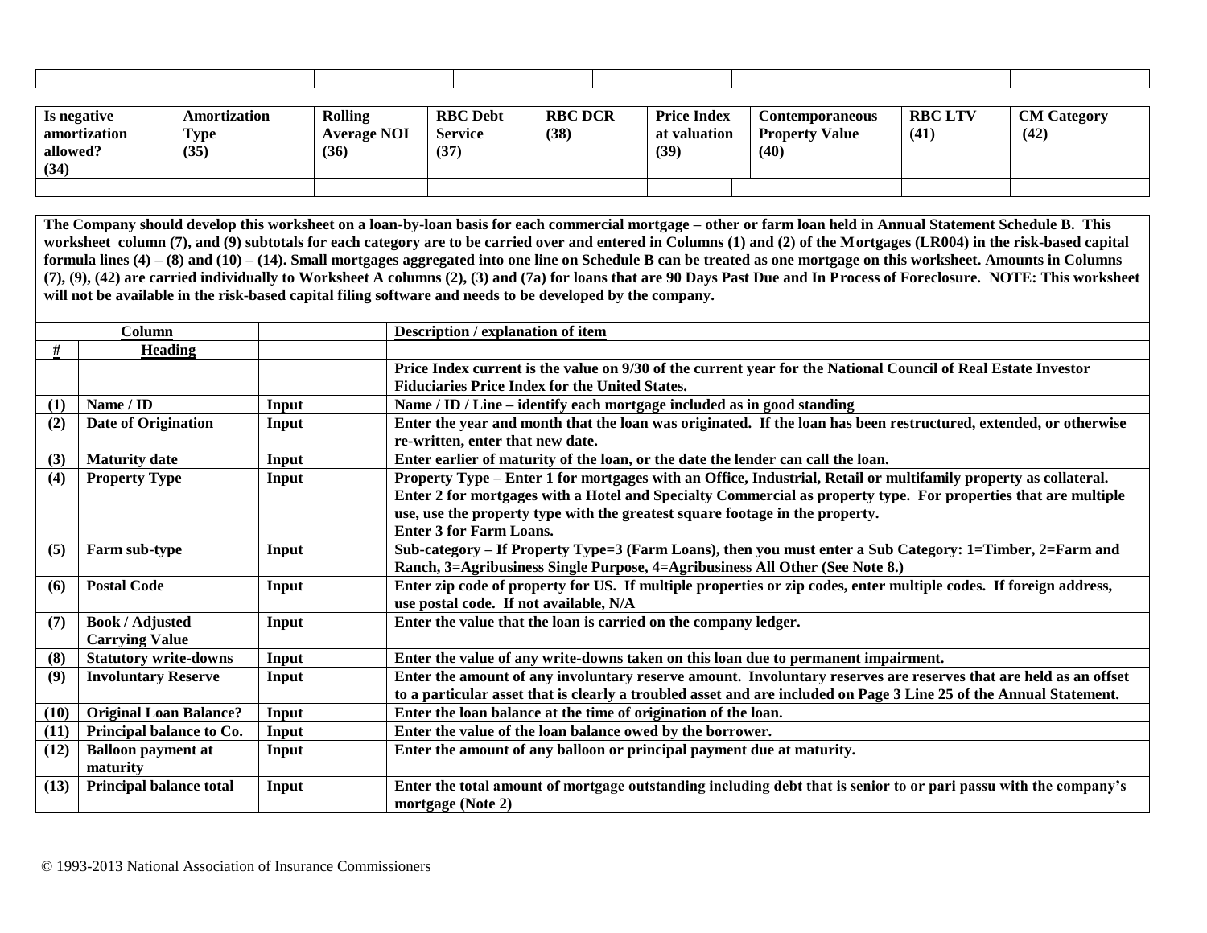| | | | | | | | |
|---|---|---|---|---|---|---|---|
| | | | | | | | |

| Is negative amortization allowed? (34) | Amortization Type (35) | Rolling Average NOI (36) | RBC Debt Service (37) | RBC DCR (38) | Price Index at valuation (39) | Contemporaneous Property Value (40) | RBC LTV (41) | CM Category (42) |
|---|---|---|---|---|---|---|---|---|
| | | | | | | | | |

**The Company should develop this worksheet on a loan-by-loan basis for each commercial mortgage – other or farm loan held in Annual Statement Schedule B. This worksheet column (7), and (9) subtotals for each category are to be carried over and entered in Columns (1) and (2) of the Mortgages (LR004) in the risk-based capital formula lines (4) – (8) and (10) – (14). Small mortgages aggregated into one line on Schedule B can be treated as one mortgage on this worksheet. Amounts in Columns (7), (9), (42) are carried individually to Worksheet A columns (2), (3) and (7a) for loans that are 90 Days Past Due and In Process of Foreclosure. NOTE: This worksheet will not be available in the risk-based capital filing software and needs to be developed by the company.**

| Column # | Heading | | Description / explanation of item |
|---|---|---|---|
| | | | Price Index current is the value on 9/30 of the current year for the National Council of Real Estate Investor Fiduciaries Price Index for the United States. |
| (1) | Name / ID | Input | Name / ID / Line – identify each mortgage included as in good standing |
| (2) | Date of Origination | Input | Enter the year and month that the loan was originated. If the loan has been restructured, extended, or otherwise re-written, enter that new date. |
| (3) | Maturity date | Input | Enter earlier of maturity of the loan, or the date the lender can call the loan. |
| (4) | Property Type | Input | Property Type – Enter 1 for mortgages with an Office, Industrial, Retail or multifamily property as collateral. Enter 2 for mortgages with a Hotel and Specialty Commercial as property type. For properties that are multiple use, use the property type with the greatest square footage in the property. Enter 3 for Farm Loans. |
| (5) | Farm sub-type | Input | Sub-category – If Property Type=3 (Farm Loans), then you must enter a Sub Category: 1=Timber, 2=Farm and Ranch, 3=Agribusiness Single Purpose, 4=Agribusiness All Other (See Note 8.) |
| (6) | Postal Code | Input | Enter zip code of property for US. If multiple properties or zip codes, enter multiple codes. If foreign address, use postal code. If not available, N/A |
| (7) | Book / Adjusted Carrying Value | Input | Enter the value that the loan is carried on the company ledger. |
| (8) | Statutory write-downs | Input | Enter the value of any write-downs taken on this loan due to permanent impairment. |
| (9) | Involuntary Reserve | Input | Enter the amount of any involuntary reserve amount. Involuntary reserves are reserves that are held as an offset to a particular asset that is clearly a troubled asset and are included on Page 3 Line 25 of the Annual Statement. |
| (10) | Original Loan Balance? | Input | Enter the loan balance at the time of origination of the loan. |
| (11) | Principal balance to Co. | Input | Enter the value of the loan balance owed by the borrower. |
| (12) | Balloon payment at maturity | Input | Enter the amount of any balloon or principal payment due at maturity. |
| (13) | Principal balance total | Input | Enter the total amount of mortgage outstanding including debt that is senior to or pari passu with the company's mortgage (Note 2) |

© 1993-2013 National Association of Insurance Commissioners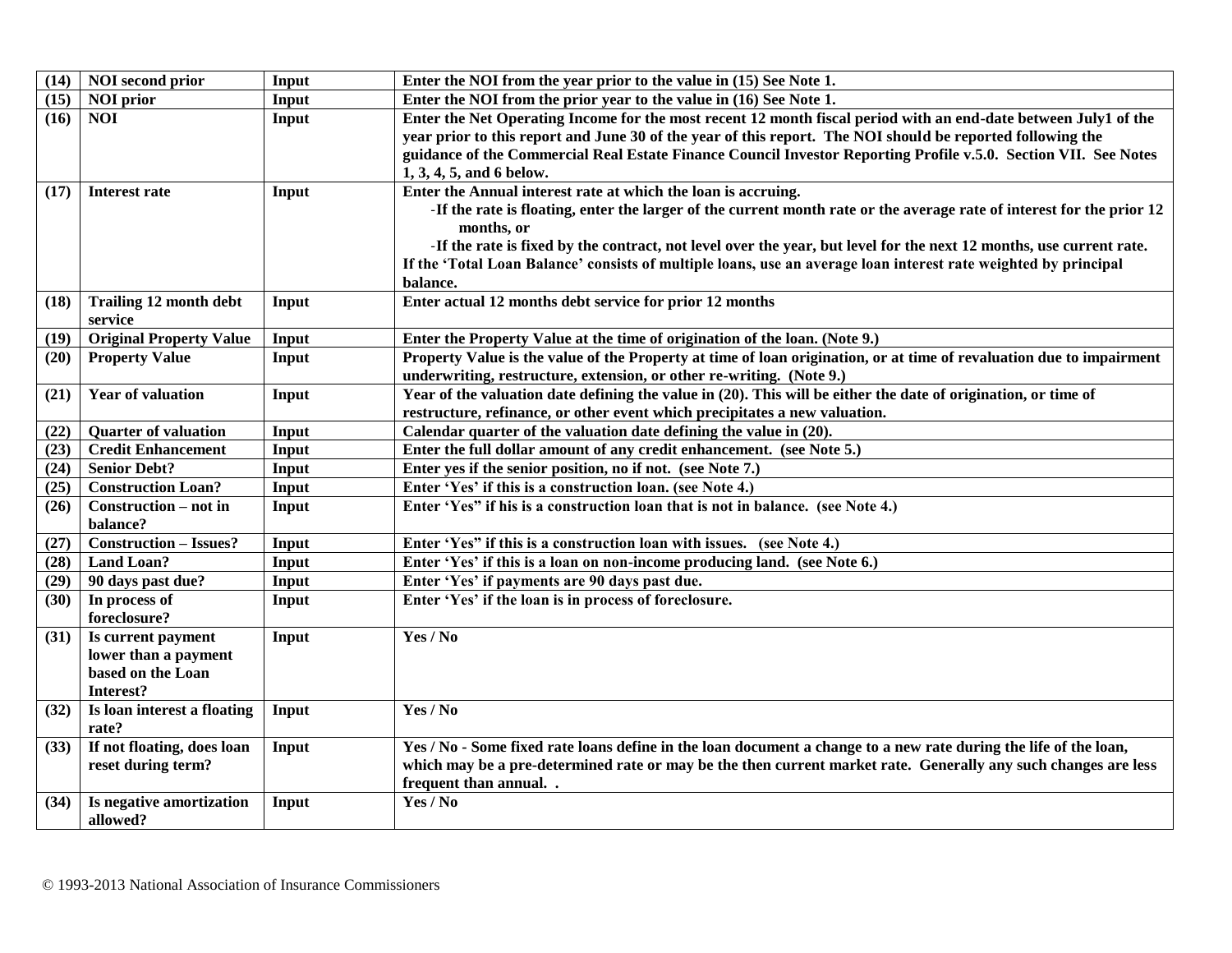| (14) | NOI second prior | Input | Enter the NOI from the year prior to the value in (15) See Note 1. |
|---|---|---|---|
| (15) | NOI prior | Input | Enter the NOI from the prior year to the value in (16) See Note 1. |
| (16) | NOI | Input | Enter the Net Operating Income for the most recent 12 month fiscal period with an end-date between July1 of the year prior to this report and June 30 of the year of this report. The NOI should be reported following the guidance of the Commercial Real Estate Finance Council Investor Reporting Profile v.5.0. Section VII. See Notes 1, 3, 4, 5, and 6 below. |
| (17) | Interest rate | Input | Enter the Annual interest rate at which the loan is accruing.<br>-If the rate is floating, enter the larger of the current month rate or the average rate of interest for the prior 12 months, or<br>-If the rate is fixed by the contract, not level over the year, but level for the next 12 months, use current rate.<br>If the 'Total Loan Balance' consists of multiple loans, use an average loan interest rate weighted by principal balance. |
| (18) | Trailing 12 month debt service | Input | Enter actual 12 months debt service for prior 12 months |
| (19) | Original Property Value | Input | Enter the Property Value at the time of origination of the loan. (Note 9.) |
| (20) | Property Value | Input | Property Value is the value of the Property at time of loan origination, or at time of revaluation due to impairment underwriting, restructure, extension, or other re-writing. (Note 9.) |
| (21) | Year of valuation | Input | Year of the valuation date defining the value in (20). This will be either the date of origination, or time of restructure, refinance, or other event which precipitates a new valuation. |
| (22) | Quarter of valuation | Input | Calendar quarter of the valuation date defining the value in (20). |
| (23) | Credit Enhancement | Input | Enter the full dollar amount of any credit enhancement. (see Note 5.) |
| (24) | Senior Debt? | Input | Enter yes if the senior position, no if not. (see Note 7.) |
| (25) | Construction Loan? | Input | Enter 'Yes' if this is a construction loan. (see Note 4.) |
| (26) | Construction – not in balance? | Input | Enter 'Yes" if his is a construction loan that is not in balance. (see Note 4.) |
| (27) | Construction – Issues? | Input | Enter 'Yes" if this is a construction loan with issues. (see Note 4.) |
| (28) | Land Loan? | Input | Enter 'Yes' if this is a loan on non-income producing land. (see Note 6.) |
| (29) | 90 days past due? | Input | Enter 'Yes' if payments are 90 days past due. |
| (30) | In process of foreclosure? | Input | Enter 'Yes' if the loan is in process of foreclosure. |
| (31) | Is current payment lower than a payment based on the Loan Interest? | Input | Yes / No |
| (32) | Is loan interest a floating rate? | Input | Yes / No |
| (33) | If not floating, does loan reset during term? | Input | Yes / No - Some fixed rate loans define in the loan document a change to a new rate during the life of the loan, which may be a pre-determined rate or may be the then current market rate. Generally any such changes are less frequent than annual. . |
| (34) | Is negative amortization allowed? | Input | Yes / No |

© 1993-2013 National Association of Insurance Commissioners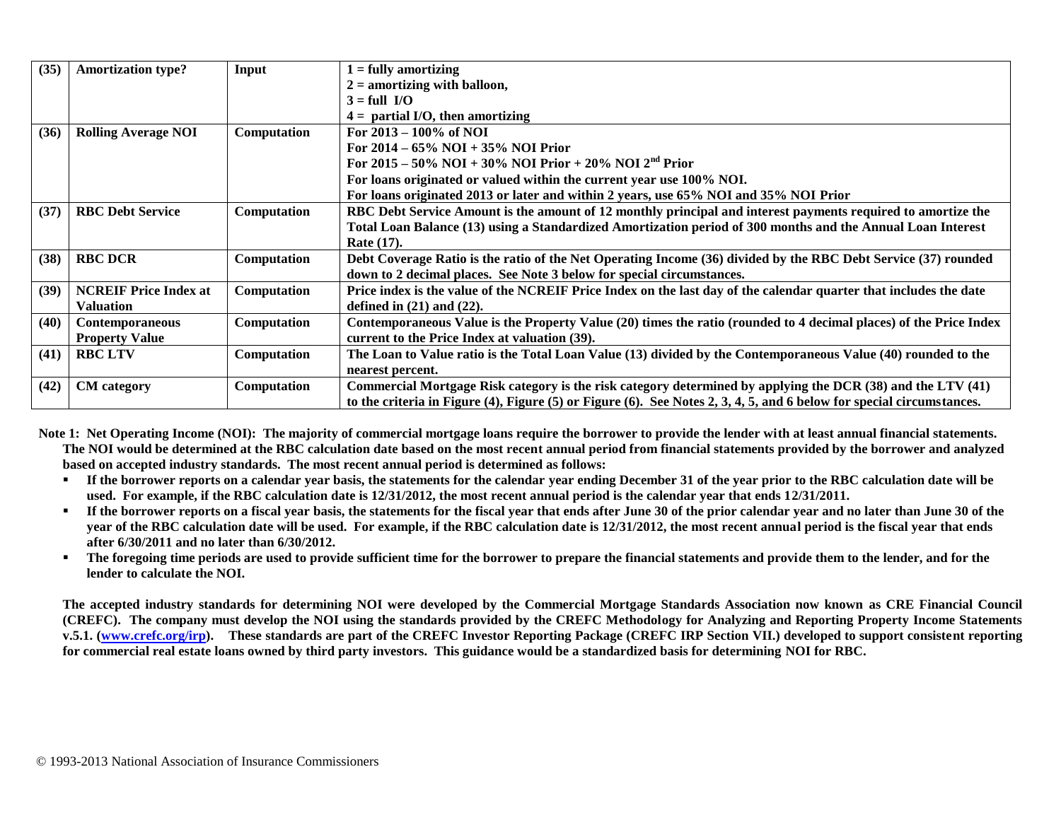| (35) | Amortization type? | Input | 1 = fully amortizing<br>2 = amortizing with balloon,<br>3 = full I/O<br>4 = partial I/O, then amortizing |
|---|---|---|---|
| (36) | Rolling Average NOI | Computation | For 2013 – 100% of NOI<br>For 2014 – 65% NOI + 35% NOI Prior<br>For 2015 – 50% NOI + 30% NOI Prior + 20% NOI 2nd Prior<br>For loans originated or valued within the current year use 100% NOI.<br>For loans originated 2013 or later and within 2 years, use 65% NOI and 35% NOI Prior |
| (37) | RBC Debt Service | Computation | RBC Debt Service Amount is the amount of 12 monthly principal and interest payments required to amortize the Total Loan Balance (13) using a Standardized Amortization period of 300 months and the Annual Loan Interest Rate (17). |
| (38) | RBC DCR | Computation | Debt Coverage Ratio is the ratio of the Net Operating Income (36) divided by the RBC Debt Service (37) rounded down to 2 decimal places. See Note 3 below for special circumstances. |
| (39) | NCREIF Price Index at Valuation | Computation | Price index is the value of the NCREIF Price Index on the last day of the calendar quarter that includes the date defined in (21) and (22). |
| (40) | Contemporaneous Property Value | Computation | Contemporaneous Value is the Property Value (20) times the ratio (rounded to 4 decimal places) of the Price Index current to the Price Index at valuation (39). |
| (41) | RBC LTV | Computation | The Loan to Value ratio is the Total Loan Value (13) divided by the Contemporaneous Value (40) rounded to the nearest percent. |
| (42) | CM category | Computation | Commercial Mortgage Risk category is the risk category determined by applying the DCR (38) and the LTV (41) to the criteria in Figure (4), Figure (5) or Figure (6). See Notes 2, 3, 4, 5, and 6 below for special circumstances. |

**Note 1: Net Operating Income (NOI): The majority of commercial mortgage loans require the borrower to provide the lender with at least annual financial statements. The NOI would be determined at the RBC calculation date based on the most recent annual period from financial statements provided by the borrower and analyzed based on accepted industry standards. The most recent annual period is determined as follows:**

- **If the borrower reports on a calendar year basis, the statements for the calendar year ending December 31 of the year prior to the RBC calculation date will be used. For example, if the RBC calculation date is 12/31/2012, the most recent annual period is the calendar year that ends 12/31/2011.**
- **If the borrower reports on a fiscal year basis, the statements for the fiscal year that ends after June 30 of the prior calendar year and no later than June 30 of the year of the RBC calculation date will be used. For example, if the RBC calculation date is 12/31/2012, the most recent annual period is the fiscal year that ends after 6/30/2011 and no later than 6/30/2012.**
- **The foregoing time periods are used to provide sufficient time for the borrower to prepare the financial statements and provide them to the lender, and for the lender to calculate the NOI.**

**The accepted industry standards for determining NOI were developed by the Commercial Mortgage Standards Association now known as CRE Financial Council (CREFC). The company must develop the NOI using the standards provided by the CREFC Methodology for Analyzing and Reporting Property Income Statements v.5.1. (www.crefc.org/irp). These standards are part of the CREFC Investor Reporting Package (CREFC IRP Section VII.) developed to support consistent reporting for commercial real estate loans owned by third party investors. This guidance would be a standardized basis for determining NOI for RBC.**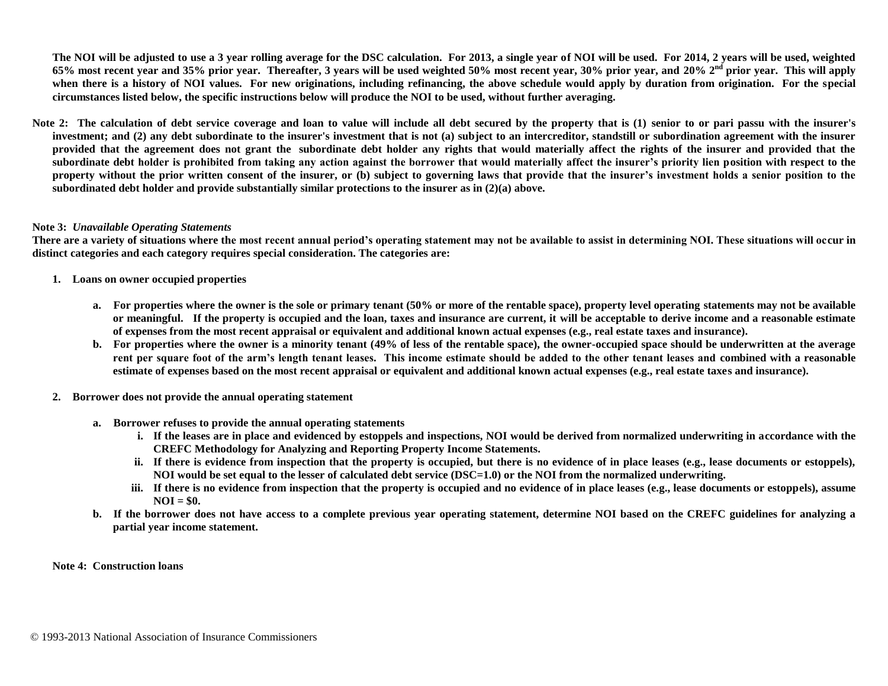**The NOI will be adjusted to use a 3 year rolling average for the DSC calculation. For 2013, a single year of NOI will be used. For 2014, 2 years will be used, weighted 65% most recent year and 35% prior year. Thereafter, 3 years will be used weighted 50% most recent year, 30% prior year, and 20% 2nd prior year. This will apply when there is a history of NOI values. For new originations, including refinancing, the above schedule would apply by duration from origination. For the special circumstances listed below, the specific instructions below will produce the NOI to be used, without further averaging.**

**Note 2: The calculation of debt service coverage and loan to value will include all debt secured by the property that is (1) senior to or pari passu with the insurer's investment; and (2) any debt subordinate to the insurer's investment that is not (a) subject to an intercreditor, standstill or subordination agreement with the insurer provided that the agreement does not grant the subordinate debt holder any rights that would materially affect the rights of the insurer and provided that the subordinate debt holder is prohibited from taking any action against the borrower that would materially affect the insurer's priority lien position with respect to the property without the prior written consent of the insurer, or (b) subject to governing laws that provide that the insurer's investment holds a senior position to the subordinated debt holder and provide substantially similar protections to the insurer as in (2)(a) above.**

**Note 3:** ***Unavailable Operating Statements***

**There are a variety of situations where the most recent annual period's operating statement may not be available to assist in determining NOI. These situations will occur in distinct categories and each category requires special consideration. The categories are:**

1. **Loans on owner occupied properties**
   a. **For properties where the owner is the sole or primary tenant (50% or more of the rentable space), property level operating statements may not be available or meaningful. If the property is occupied and the loan, taxes and insurance are current, it will be acceptable to derive income and a reasonable estimate of expenses from the most recent appraisal or equivalent and additional known actual expenses (e.g., real estate taxes and insurance).**
   b. **For properties where the owner is a minority tenant (49% of less of the rentable space), the owner-occupied space should be underwritten at the average rent per square foot of the arm's length tenant leases. This income estimate should be added to the other tenant leases and combined with a reasonable estimate of expenses based on the most recent appraisal or equivalent and additional known actual expenses (e.g., real estate taxes and insurance).**

2. **Borrower does not provide the annual operating statement**
   a. **Borrower refuses to provide the annual operating statements**
      i. **If the leases are in place and evidenced by estoppels and inspections, NOI would be derived from normalized underwriting in accordance with the CREFC Methodology for Analyzing and Reporting Property Income Statements.**
      ii. **If there is evidence from inspection that the property is occupied, but there is no evidence of in place leases (e.g., lease documents or estoppels), NOI would be set equal to the lesser of calculated debt service (DSC=1.0) or the NOI from the normalized underwriting.**
      iii. **If there is no evidence from inspection that the property is occupied and no evidence of in place leases (e.g., lease documents or estoppels), assume NOI = $0.**
   b. **If the borrower does not have access to a complete previous year operating statement, determine NOI based on the CREFC guidelines for analyzing a partial year income statement.**

**Note 4: Construction loans**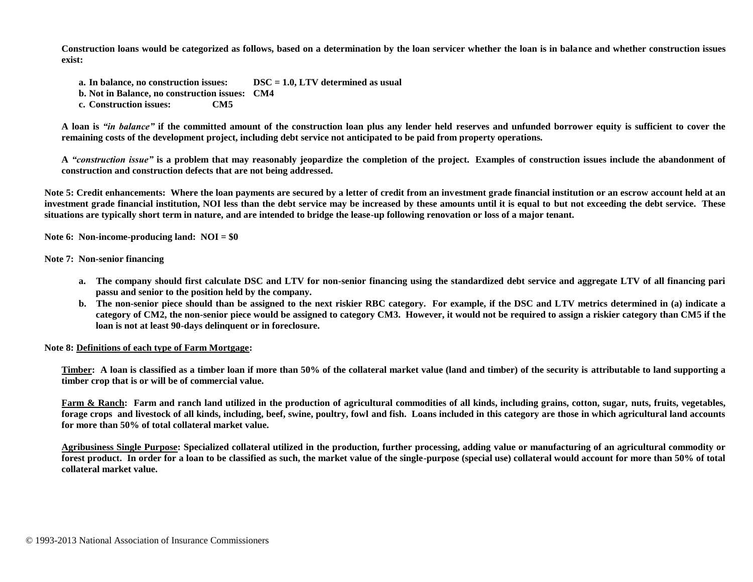**Construction loans would be categorized as follows, based on a determination by the loan servicer whether the loan is in balance and whether construction issues exist:**

**a. In balance, no construction issues: DSC = 1.0, LTV determined as usual**
**b. Not in Balance, no construction issues: CM4**
**c. Construction issues: CM5**

**A loan is *"in balance"* if the committed amount of the construction loan plus any lender held reserves and unfunded borrower equity is sufficient to cover the remaining costs of the development project, including debt service not anticipated to be paid from property operations.**

**A *"construction issue"* is a problem that may reasonably jeopardize the completion of the project. Examples of construction issues include the abandonment of construction and construction defects that are not being addressed.**

**Note 5: Credit enhancements: Where the loan payments are secured by a letter of credit from an investment grade financial institution or an escrow account held at an investment grade financial institution, NOI less than the debt service may be increased by these amounts until it is equal to but not exceeding the debt service. These situations are typically short term in nature, and are intended to bridge the lease-up following renovation or loss of a major tenant.**

**Note 6: Non-income-producing land: NOI = $0**

**Note 7: Non-senior financing**

**a. The company should first calculate DSC and LTV for non-senior financing using the standardized debt service and aggregate LTV of all financing pari passu and senior to the position held by the company.**
**b. The non-senior piece should than be assigned to the next riskier RBC category. For example, if the DSC and LTV metrics determined in (a) indicate a category of CM2, the non-senior piece would be assigned to category CM3. However, it would not be required to assign a riskier category than CM5 if the loan is not at least 90-days delinquent or in foreclosure.**

**Note 8: <u>Definitions of each type of Farm Mortgage</u>:**

**<u>Timber</u>: A loan is classified as a timber loan if more than 50% of the collateral market value (land and timber) of the security is attributable to land supporting a timber crop that is or will be of commercial value.**

**<u>Farm & Ranch</u>: Farm and ranch land utilized in the production of agricultural commodities of all kinds, including grains, cotton, sugar, nuts, fruits, vegetables, forage crops and livestock of all kinds, including, beef, swine, poultry, fowl and fish. Loans included in this category are those in which agricultural land accounts for more than 50% of total collateral market value.**

**<u>Agribusiness Single Purpose</u>: Specialized collateral utilized in the production, further processing, adding value or manufacturing of an agricultural commodity or forest product. In order for a loan to be classified as such, the market value of the single-purpose (special use) collateral would account for more than 50% of total collateral market value.**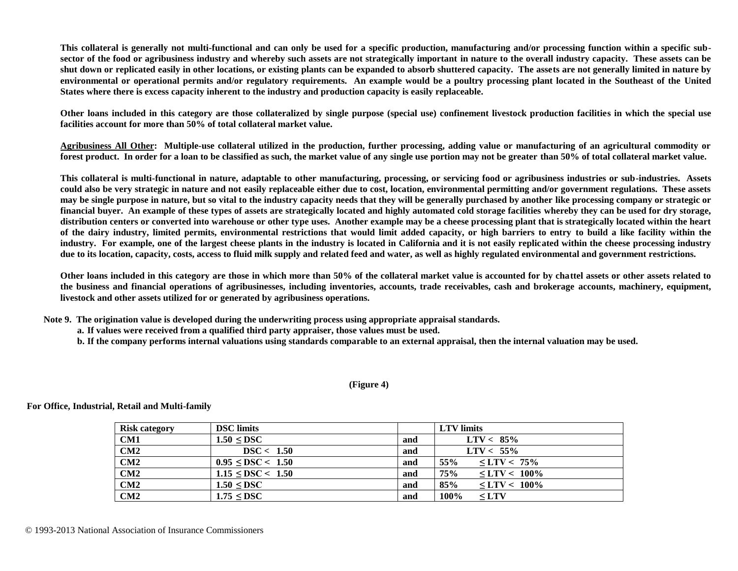**This collateral is generally not multi-functional and can only be used for a specific production, manufacturing and/or processing function within a specific sub-sector of the food or agribusiness industry and whereby such assets are not strategically important in nature to the overall industry capacity. These assets can be shut down or replicated easily in other locations, or existing plants can be expanded to absorb shuttered capacity. The assets are not generally limited in nature by environmental or operational permits and/or regulatory requirements. An example would be a poultry processing plant located in the Southeast of the United States where there is excess capacity inherent to the industry and production capacity is easily replaceable.**

**Other loans included in this category are those collateralized by single purpose (special use) confinement livestock production facilities in which the special use facilities account for more than 50% of total collateral market value.**

**<u>Agribusiness All Other</u>: Multiple-use collateral utilized in the production, further processing, adding value or manufacturing of an agricultural commodity or forest product. In order for a loan to be classified as such, the market value of any single use portion may not be greater than 50% of total collateral market value.**

**This collateral is multi-functional in nature, adaptable to other manufacturing, processing, or servicing food or agribusiness industries or sub-industries. Assets could also be very strategic in nature and not easily replaceable either due to cost, location, environmental permitting and/or government regulations. These assets may be single purpose in nature, but so vital to the industry capacity needs that they will be generally purchased by another like processing company or strategic or financial buyer. An example of these types of assets are strategically located and highly automated cold storage facilities whereby they can be used for dry storage, distribution centers or converted into warehouse or other type uses. Another example may be a cheese processing plant that is strategically located within the heart of the dairy industry, limited permits, environmental restrictions that would limit added capacity, or high barriers to entry to build a like facility within the industry. For example, one of the largest cheese plants in the industry is located in California and it is not easily replicated within the cheese processing industry due to its location, capacity, costs, access to fluid milk supply and related feed and water, as well as highly regulated environmental and government restrictions.**

**Other loans included in this category are those in which more than 50% of the collateral market value is accounted for by chattel assets or other assets related to the business and financial operations of agribusinesses, including inventories, accounts, trade receivables, cash and brokerage accounts, machinery, equipment, livestock and other assets utilized for or generated by agribusiness operations.**

**Note 9. The origination value is developed during the underwriting process using appropriate appraisal standards.**

**a. If values were received from a qualified third party appraiser, those values must be used.**

**b. If the company performs internal valuations using standards comparable to an external appraisal, then the internal valuation may be used.**

**(Figure 4)**

**For Office, Industrial, Retail and Multi-family**

| Risk category | DSC limits | | LTV limits |
|---|---|---|---|
| CM1 | 1.50 ≤ DSC | and | LTV < 85% |
| CM2 | DSC < 1.50 | and | LTV < 55% |
| CM2 | 0.95 ≤ DSC < 1.50 | and | 55% ≤ LTV < 75% |
| CM2 | 1.15 ≤ DSC < 1.50 | and | 75% ≤ LTV < 100% |
| CM2 | 1.50 ≤ DSC | and | 85% ≤ LTV < 100% |
| CM2 | 1.75 ≤ DSC | and | 100% ≤ LTV |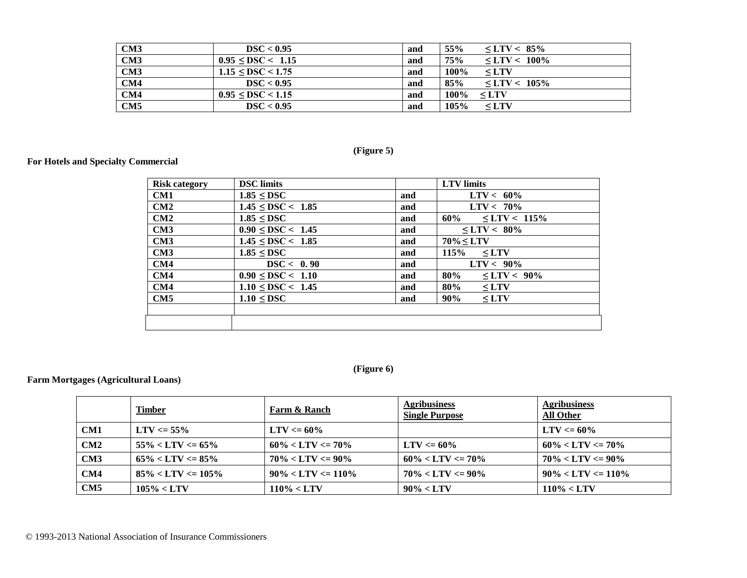| CM3 | DSC < 0.95 | and | 55% ≤ LTV < 85% |
|---|---|---|---|
| CM3 | 0.95 ≤ DSC < 1.15 | and | 75% ≤ LTV < 100% |
| CM3 | 1.15 ≤ DSC < 1.75 | and | 100% ≤ LTV |
| CM4 | DSC < 0.95 | and | 85% ≤ LTV < 105% |
| CM4 | 0.95 ≤ DSC < 1.15 | and | 100% ≤ LTV |
| CM5 | DSC < 0.95 | and | 105% ≤ LTV |

(Figure 5)

**For Hotels and Specialty Commercial**

| Risk category | DSC limits | | LTV limits |
|---|---|---|---|
| CM1 | 1.85 ≤ DSC | and | LTV < 60% |
| CM2 | 1.45 ≤ DSC < 1.85 | and | LTV < 70% |
| CM2 | 1.85 ≤ DSC | and | 60% ≤ LTV < 115% |
| CM3 | 0.90 ≤ DSC < 1.45 | and | ≤ LTV < 80% |
| CM3 | 1.45 ≤ DSC < 1.85 | and | 70% ≤ LTV |
| CM3 | 1.85 ≤ DSC | and | 115% ≤ LTV |
| CM4 | DSC < 0. 90 | and | LTV < 90% |
| CM4 | 0.90 ≤ DSC < 1.10 | and | 80% ≤ LTV < 90% |
| CM4 | 1.10 ≤ DSC < 1.45 | and | 80% ≤ LTV |
| CM5 | 1.10 ≤ DSC | and | 90% ≤ LTV |
| | | | |
| | | | |

(Figure 6)

**Farm Mortgages (Agricultural Loans)**

| | Timber | Farm & Ranch | Agribusiness Single Purpose | Agribusiness All Other |
|---|---|---|---|---|
| CM1 | LTV <= 55% | LTV <= 60% | | LTV <= 60% |
| CM2 | 55% < LTV <= 65% | 60% < LTV <= 70% | LTV <= 60% | 60% < LTV <= 70% |
| CM3 | 65% < LTV <= 85% | 70% < LTV <= 90% | 60% < LTV <= 70% | 70% < LTV <= 90% |
| CM4 | 85% < LTV <= 105% | 90% < LTV <= 110% | 70% < LTV <= 90% | 90% < LTV <= 110% |
| CM5 | 105% < LTV | 110% < LTV | 90% < LTV | 110% < LTV |

© 1993-2013 National Association of Insurance Commissioners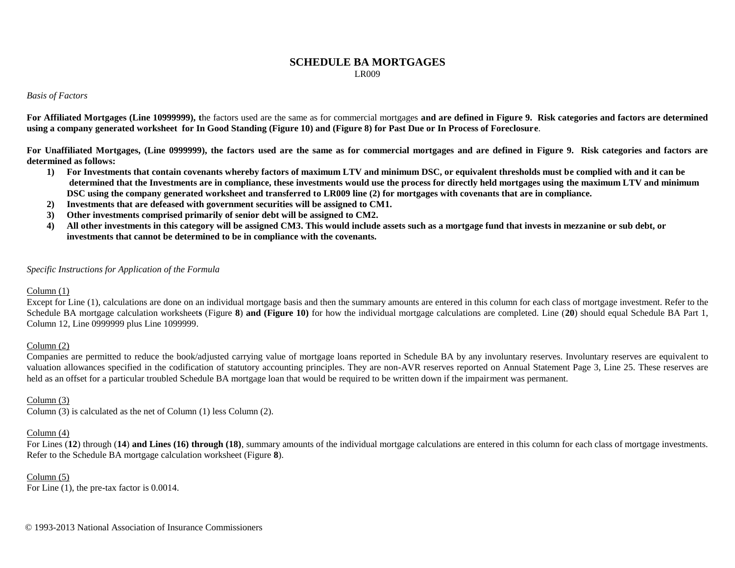## SCHEDULE BA MORTGAGES

LR009

*Basis of Factors*

**For Affiliated Mortgages (Line 10999999), t**he factors used are the same as for commercial mortgages **and are defined in Figure 9. Risk categories and factors are determined using a company generated worksheet for In Good Standing (Figure 10) and (Figure 8) for Past Due or In Process of Foreclosure**.

**For Unaffiliated Mortgages, (Line 0999999), the factors used are the same as for commercial mortgages and are defined in Figure 9. Risk categories and factors are determined as follows:**

1) **For Investments that contain covenants whereby factors of maximum LTV and minimum DSC, or equivalent thresholds must be complied with and it can be determined that the Investments are in compliance, these investments would use the process for directly held mortgages using the maximum LTV and minimum DSC using the company generated worksheet and transferred to LR009 line (2) for mortgages with covenants that are in compliance.**
2) **Investments that are defeased with government securities will be assigned to CM1.**
3) **Other investments comprised primarily of senior debt will be assigned to CM2.**
4) **All other investments in this category will be assigned CM3. This would include assets such as a mortgage fund that invests in mezzanine or sub debt, or investments that cannot be determined to be in compliance with the covenants.**

*Specific Instructions for Application of the Formula*

Column (1)

Except for Line (1), calculations are done on an individual mortgage basis and then the summary amounts are entered in this column for each class of mortgage investment. Refer to the Schedule BA mortgage calculation worksheet**s** (Figure **8**) **and (Figure 10)** for how the individual mortgage calculations are completed. Line (**20**) should equal Schedule BA Part 1, Column 12, Line 0999999 plus Line 1099999.

Column (2)

Companies are permitted to reduce the book/adjusted carrying value of mortgage loans reported in Schedule BA by any involuntary reserves. Involuntary reserves are equivalent to valuation allowances specified in the codification of statutory accounting principles. They are non-AVR reserves reported on Annual Statement Page 3, Line 25. These reserves are held as an offset for a particular troubled Schedule BA mortgage loan that would be required to be written down if the impairment was permanent.

Column (3)

Column (3) is calculated as the net of Column (1) less Column (2).

Column (4)

For Lines (**12**) through (**14**) **and Lines (16) through (18)**, summary amounts of the individual mortgage calculations are entered in this column for each class of mortgage investments. Refer to the Schedule BA mortgage calculation worksheet (Figure **8**).

Column (5)

For Line (1), the pre-tax factor is 0.0014.

© 1993-2013 National Association of Insurance Commissioners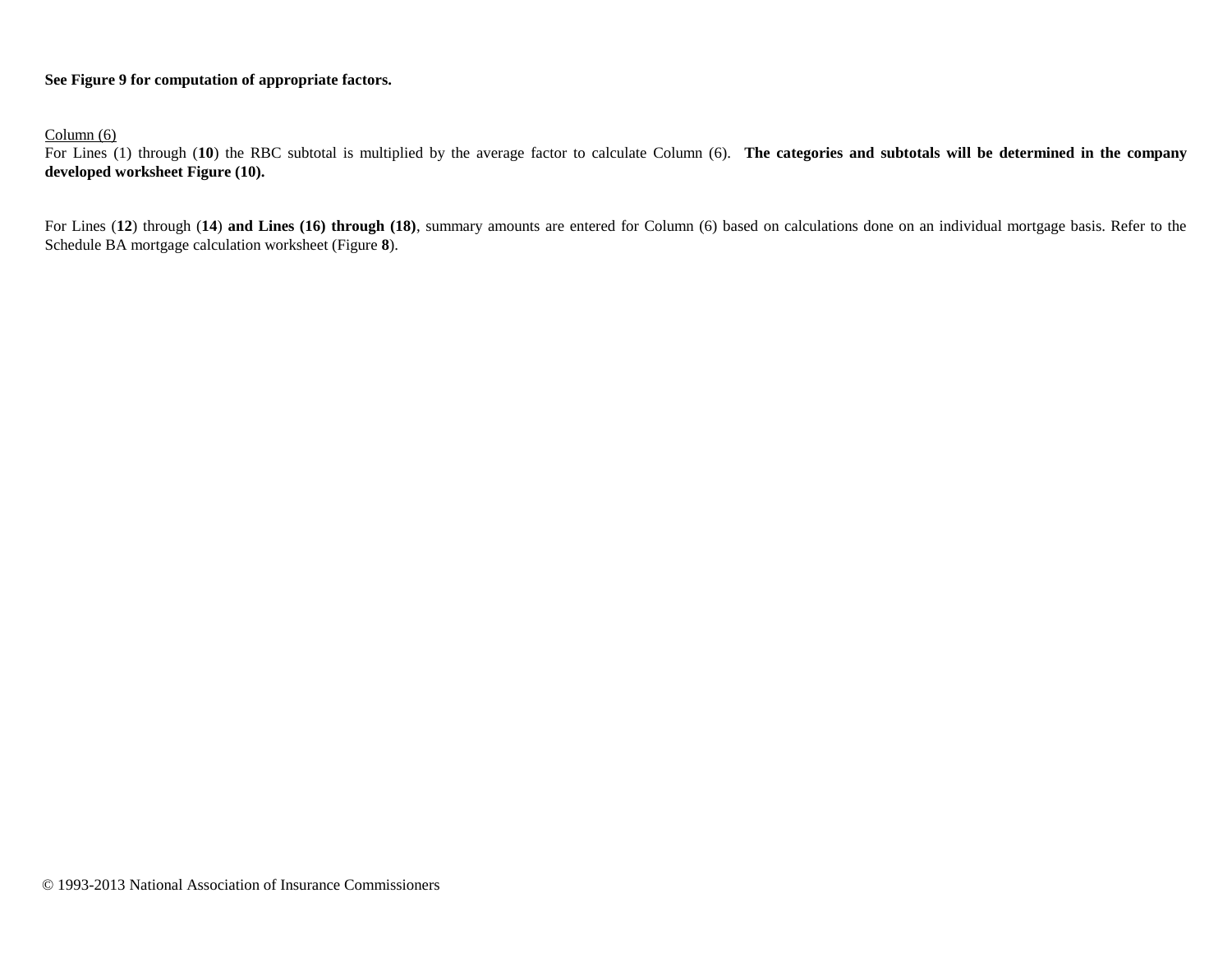**See Figure 9 for computation of appropriate factors.**

Column (6)
For Lines (1) through (**10**) the RBC subtotal is multiplied by the average factor to calculate Column (6). **The categories and subtotals will be determined in the company developed worksheet Figure (10).**

For Lines (**12**) through (**14**) **and Lines (16) through (18)**, summary amounts are entered for Column (6) based on calculations done on an individual mortgage basis. Refer to the Schedule BA mortgage calculation worksheet (Figure **8**).

© 1993-2013 National Association of Insurance Commissioners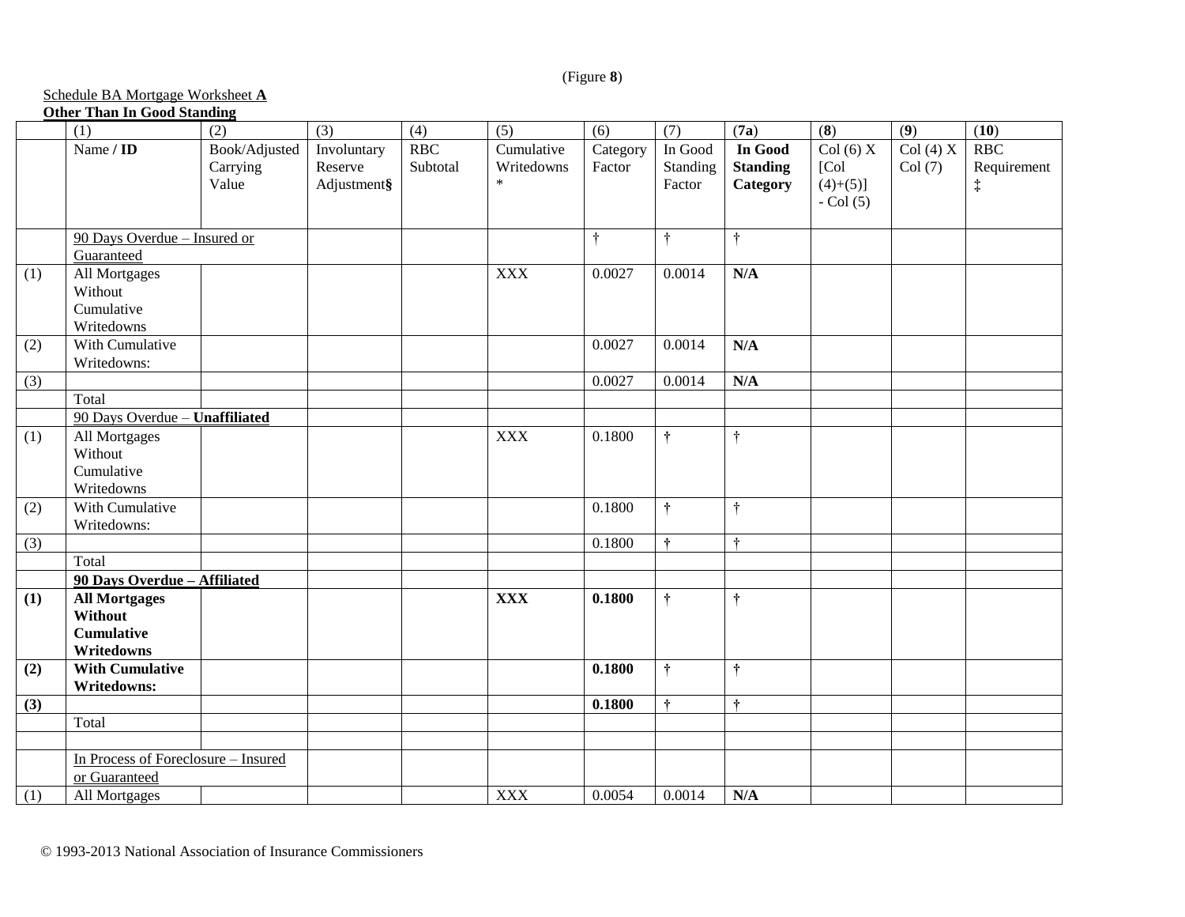(Figure **8**)

Schedule BA Mortgage Worksheet **A**
**Other Than In Good Standing**

| | (1) | (2) | (3) | (4) | (5) | (6) | (7) | (**7a**) | (**8**) | (**9**) | (**10**) |
|---|---|---|---|---|---|---|---|---|---|---|---|
| | Name **/ ID** | Book/Adjusted Carrying Value | Involuntary Reserve Adjustment§ | RBC Subtotal | Cumulative Writedowns * | Category Factor | In Good Standing Factor | **In Good Standing Category** | Col (6) X [Col (4)+(5)] - Col (5) | Col (4) X Col (7) | RBC Requirement ‡ |
| | 90 Days Overdue – Insured or Guaranteed | | | | | † | † | † | | | |
| (1) | All Mortgages Without Cumulative Writedowns | | | | XXX | 0.0027 | 0.0014 | **N/A** | | | |
| (2) | With Cumulative Writedowns: | | | | | 0.0027 | 0.0014 | **N/A** | | | |
| (3) | | | | | | 0.0027 | 0.0014 | **N/A** | | | |
| | Total | | | | | | | | | | |
| | 90 Days Overdue – **Unaffiliated** | | | | | | | | | | |
| (1) | All Mortgages Without Cumulative Writedowns | | | | XXX | 0.1800 | † | † | | | |
| (2) | With Cumulative Writedowns: | | | | | 0.1800 | † | † | | | |
| (3) | | | | | | 0.1800 | † | † | | | |
| | Total | | | | | | | | | | |
| | **90 Days Overdue – Affiliated** | | | | | | | | | | |
| **(1)** | **All Mortgages Without Cumulative Writedowns** | | | | **XXX** | **0.1800** | † | † | | | |
| **(2)** | **With Cumulative Writedowns:** | | | | | **0.1800** | † | † | | | |
| **(3)** | | | | | | **0.1800** | † | † | | | |
| | Total | | | | | | | | | | |
| | | | | | | | | | | | |
| | In Process of Foreclosure – Insured or Guaranteed | | | | | | | | | | |
| (1) | All Mortgages | | | | XXX | 0.0054 | 0.0014 | **N/A** | | | |

© 1993-2013 National Association of Insurance Commissioners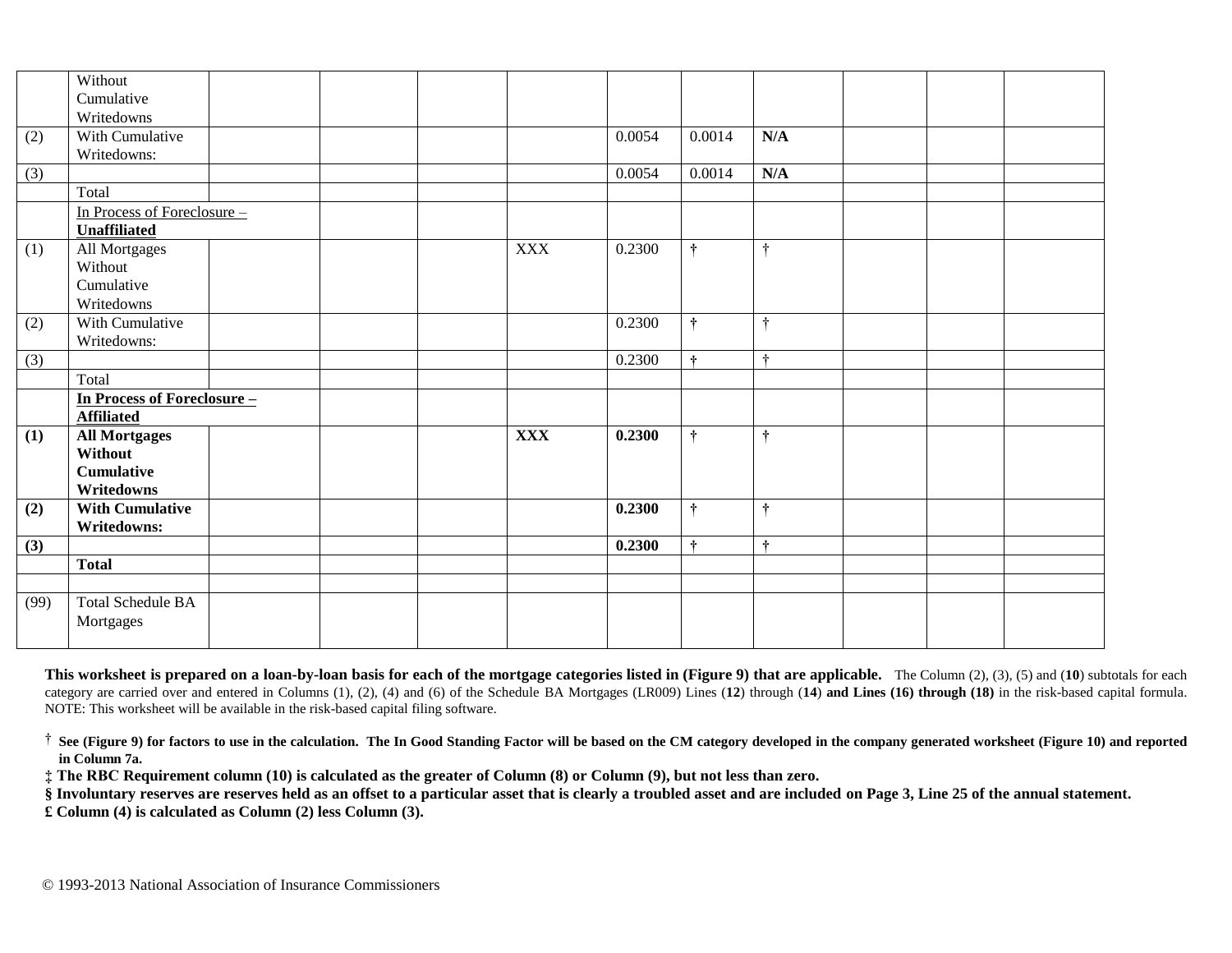| | | | | | | | | | | | |
|---|---|---|---|---|---|---|---|---|---|---|---|
| | Without Cumulative Writedowns | | | | | | | | | | |
| (2) | With Cumulative Writedowns: | | | | | 0.0054 | 0.0014 | **N/A** | | | |
| (3) | | | | | | 0.0054 | 0.0014 | **N/A** | | | |
| | Total | | | | | | | | | | |
| | In Process of Foreclosure – **Unaffiliated** | | | | | | | | | | |
| (1) | All Mortgages Without Cumulative Writedowns | | | | XXX | 0.2300 | † | † | | | |
| (2) | With Cumulative Writedowns: | | | | | 0.2300 | † | † | | | |
| (3) | | | | | | 0.2300 | † | † | | | |
| | Total | | | | | | | | | | |
| | **In Process of Foreclosure – Affiliated** | | | | | | | | | | |
| **(1)** | **All Mortgages Without Cumulative Writedowns** | | | | **XXX** | **0.2300** | † | † | | | |
| **(2)** | **With Cumulative Writedowns:** | | | | | **0.2300** | † | † | | | |
| **(3)** | | | | | | **0.2300** | † | † | | | |
| | **Total** | | | | | | | | | | |
| | | | | | | | | | | | |
| (99) | Total Schedule BA Mortgages | | | | | | | | | | |

**This worksheet is prepared on a loan-by-loan basis for each of the mortgage categories listed in (Figure 9) that are applicable.** The Column (2), (3), (5) and (**10**) subtotals for each category are carried over and entered in Columns (1), (2), (4) and (6) of the Schedule BA Mortgages (LR009) Lines (**12**) through (**14**) **and Lines (16) through (18)** in the risk-based capital formula. NOTE: This worksheet will be available in the risk-based capital filing software.

† **See (Figure 9) for factors to use in the calculation. The In Good Standing Factor will be based on the CM category developed in the company generated worksheet (Figure 10) and reported in Column 7a.**

**‡ The RBC Requirement column (10) is calculated as the greater of Column (8) or Column (9), but not less than zero.**

**§ Involuntary reserves are reserves held as an offset to a particular asset that is clearly a troubled asset and are included on Page 3, Line 25 of the annual statement.**

**£ Column (4) is calculated as Column (2) less Column (3).**

© 1993-2013 National Association of Insurance Commissioners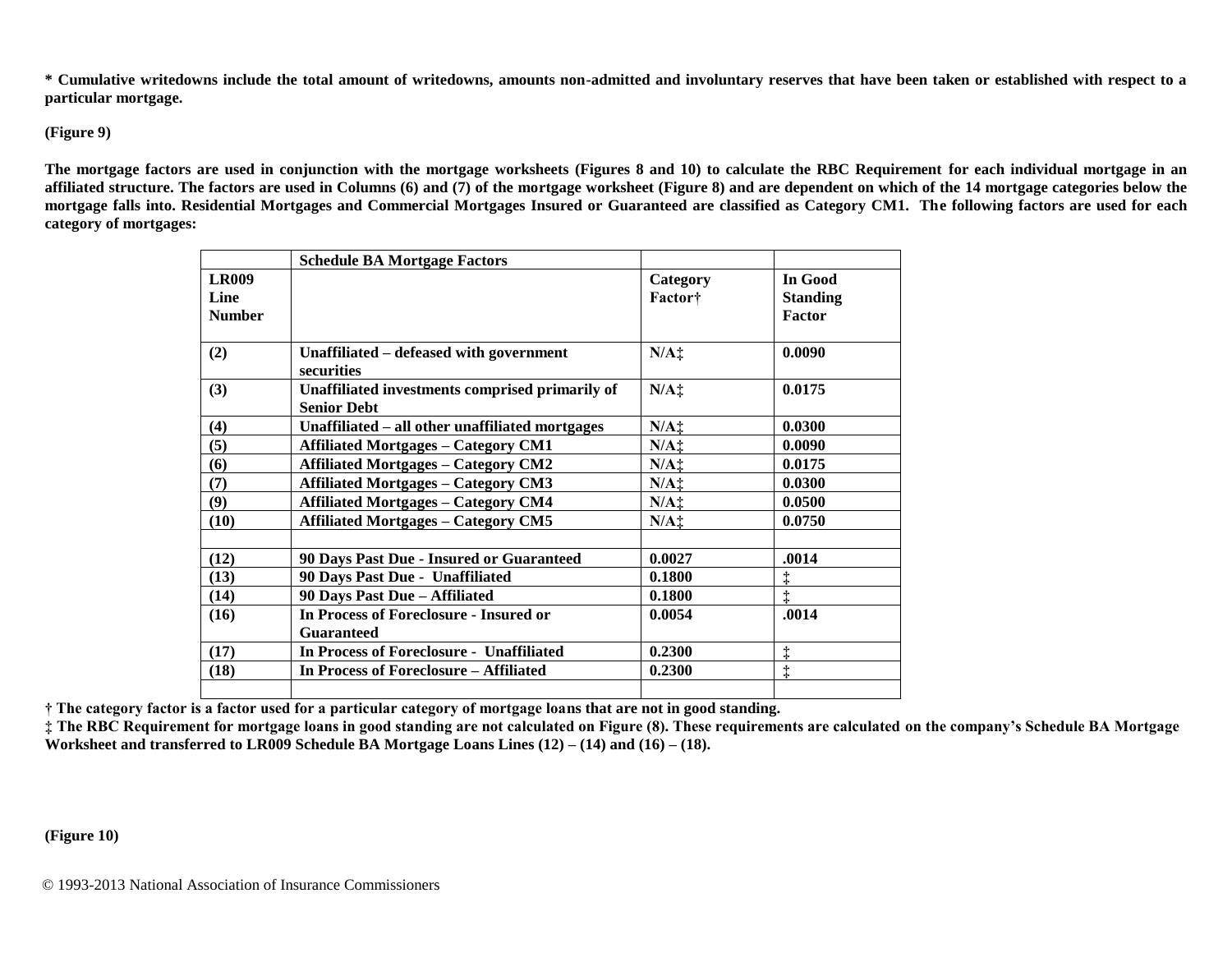**\* Cumulative writedowns include the total amount of writedowns, amounts non-admitted and involuntary reserves that have been taken or established with respect to a particular mortgage.**

**(Figure 9)**

**The mortgage factors are used in conjunction with the mortgage worksheets (Figures 8 and 10) to calculate the RBC Requirement for each individual mortgage in an affiliated structure. The factors are used in Columns (6) and (7) of the mortgage worksheet (Figure 8) and are dependent on which of the 14 mortgage categories below the mortgage falls into. Residential Mortgages and Commercial Mortgages Insured or Guaranteed are classified as Category CM1. The following factors are used for each category of mortgages:**

| | **Schedule BA Mortgage Factors** | | |
|---|---|---|---|
| **LR009 Line Number** | | **Category Factor†** | **In Good Standing Factor** |
| **(2)** | **Unaffiliated – defeased with government securities** | **N/A‡** | **0.0090** |
| **(3)** | **Unaffiliated investments comprised primarily of Senior Debt** | **N/A‡** | **0.0175** |
| **(4)** | **Unaffiliated – all other unaffiliated mortgages** | **N/A‡** | **0.0300** |
| **(5)** | **Affiliated Mortgages – Category CM1** | **N/A‡** | **0.0090** |
| **(6)** | **Affiliated Mortgages – Category CM2** | **N/A‡** | **0.0175** |
| **(7)** | **Affiliated Mortgages – Category CM3** | **N/A‡** | **0.0300** |
| **(9)** | **Affiliated Mortgages – Category CM4** | **N/A‡** | **0.0500** |
| **(10)** | **Affiliated Mortgages – Category CM5** | **N/A‡** | **0.0750** |
| | | | |
| **(12)** | **90 Days Past Due - Insured or Guaranteed** | **0.0027** | **.0014** |
| **(13)** | **90 Days Past Due - Unaffiliated** | **0.1800** | **‡** |
| **(14)** | **90 Days Past Due – Affiliated** | **0.1800** | **‡** |
| **(16)** | **In Process of Foreclosure - Insured or Guaranteed** | **0.0054** | **.0014** |
| **(17)** | **In Process of Foreclosure - Unaffiliated** | **0.2300** | **‡** |
| **(18)** | **In Process of Foreclosure – Affiliated** | **0.2300** | **‡** |
| | | | |

**† The category factor is a factor used for a particular category of mortgage loans that are not in good standing.**
**‡ The RBC Requirement for mortgage loans in good standing are not calculated on Figure (8). These requirements are calculated on the company's Schedule BA Mortgage Worksheet and transferred to LR009 Schedule BA Mortgage Loans Lines (12) – (14) and (16) – (18).**

**(Figure 10)**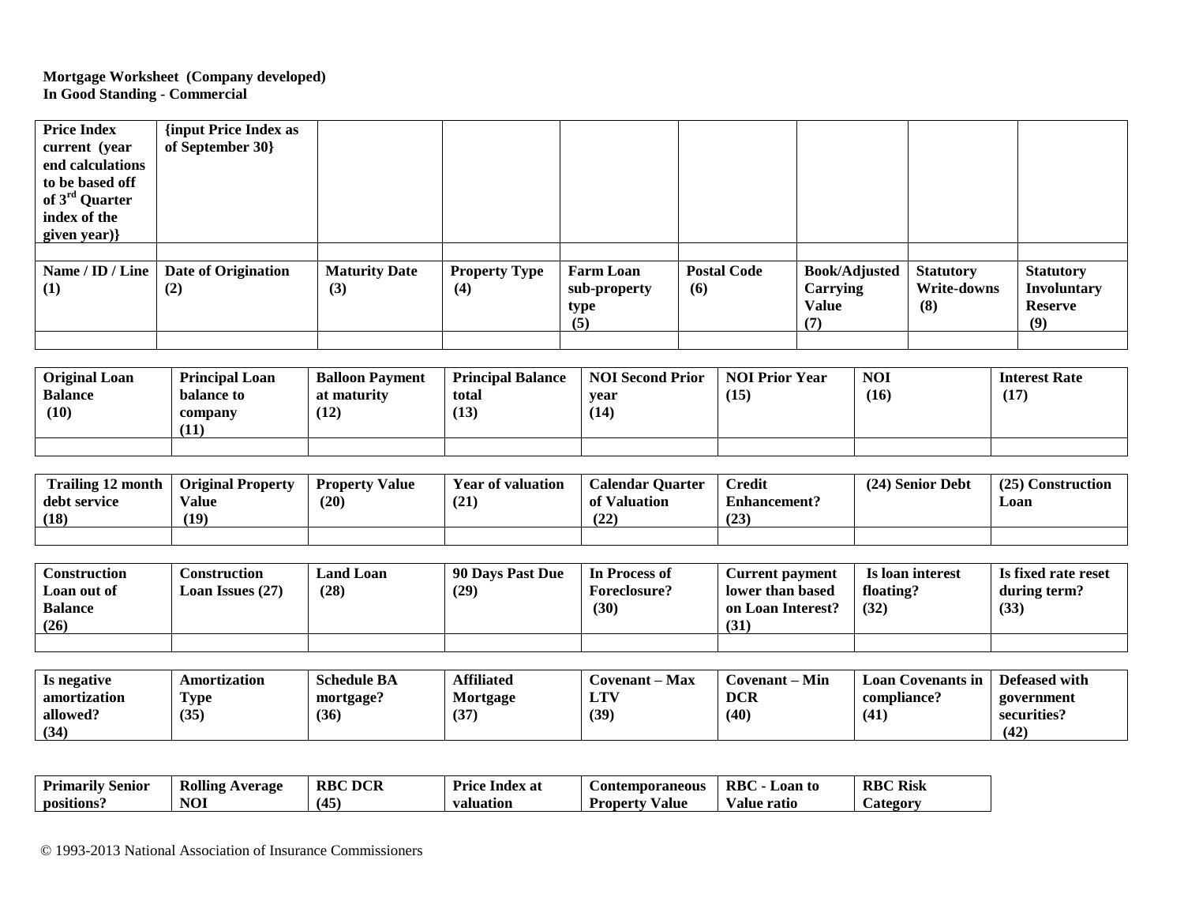**Mortgage Worksheet (Company developed)**
**In Good Standing - Commercial**

| **Price Index current (year end calculations to be based off of 3rd Quarter index of the given year)}** | **{input Price Index as of September 30}** | | | | | | | |
|---|---|---|---|---|---|---|---|---|
| | | | | | | | | |
| **Name / ID / Line (1)** | **Date of Origination (2)** | **Maturity Date (3)** | **Property Type (4)** | **Farm Loan sub-property type (5)** | **Postal Code (6)** | **Book/Adjusted Carrying Value (7)** | **Statutory Write-downs (8)** | **Statutory Involuntary Reserve (9)** |
| | | | | | | | | |

| **Original Loan Balance (10)** | **Principal Loan balance to company (11)** | **Balloon Payment at maturity (12)** | **Principal Balance total (13)** | **NOI Second Prior year (14)** | **NOI Prior Year (15)** | **NOI (16)** | **Interest Rate (17)** |
|---|---|---|---|---|---|---|---|
| | | | | | | | |

| **Trailing 12 month debt service (18)** | **Original Property Value (19)** | **Property Value (20)** | **Year of valuation (21)** | **Calendar Quarter of Valuation (22)** | **Credit Enhancement? (23)** | **(24) Senior Debt** | **(25) Construction Loan** |
|---|---|---|---|---|---|---|---|
| | | | | | | | |

| **Construction Loan out of Balance (26)** | **Construction Loan Issues (27)** | **Land Loan (28)** | **90 Days Past Due (29)** | **In Process of Foreclosure? (30)** | **Current payment lower than based on Loan Interest? (31)** | **Is loan interest floating? (32)** | **Is fixed rate reset during term? (33)** |
|---|---|---|---|---|---|---|---|
| | | | | | | | |

| **Is negative amortization allowed? (34)** | **Amortization Type (35)** | **Schedule BA mortgage? (36)** | **Affiliated Mortgage (37)** | **Covenant – Max LTV (39)** | **Covenant – Min DCR (40)** | **Loan Covenants in compliance? (41)** | **Defeased with government securities? (42)** |
|---|---|---|---|---|---|---|---|

| **Primarily Senior positions?** | **Rolling Average NOI** | **RBC DCR (45)** | **Price Index at valuation** | **Contemporaneous Property Value** | **RBC - Loan to Value ratio** | **RBC Risk Category** |
|---|---|---|---|---|---|---|

© 1993-2013 National Association of Insurance Commissioners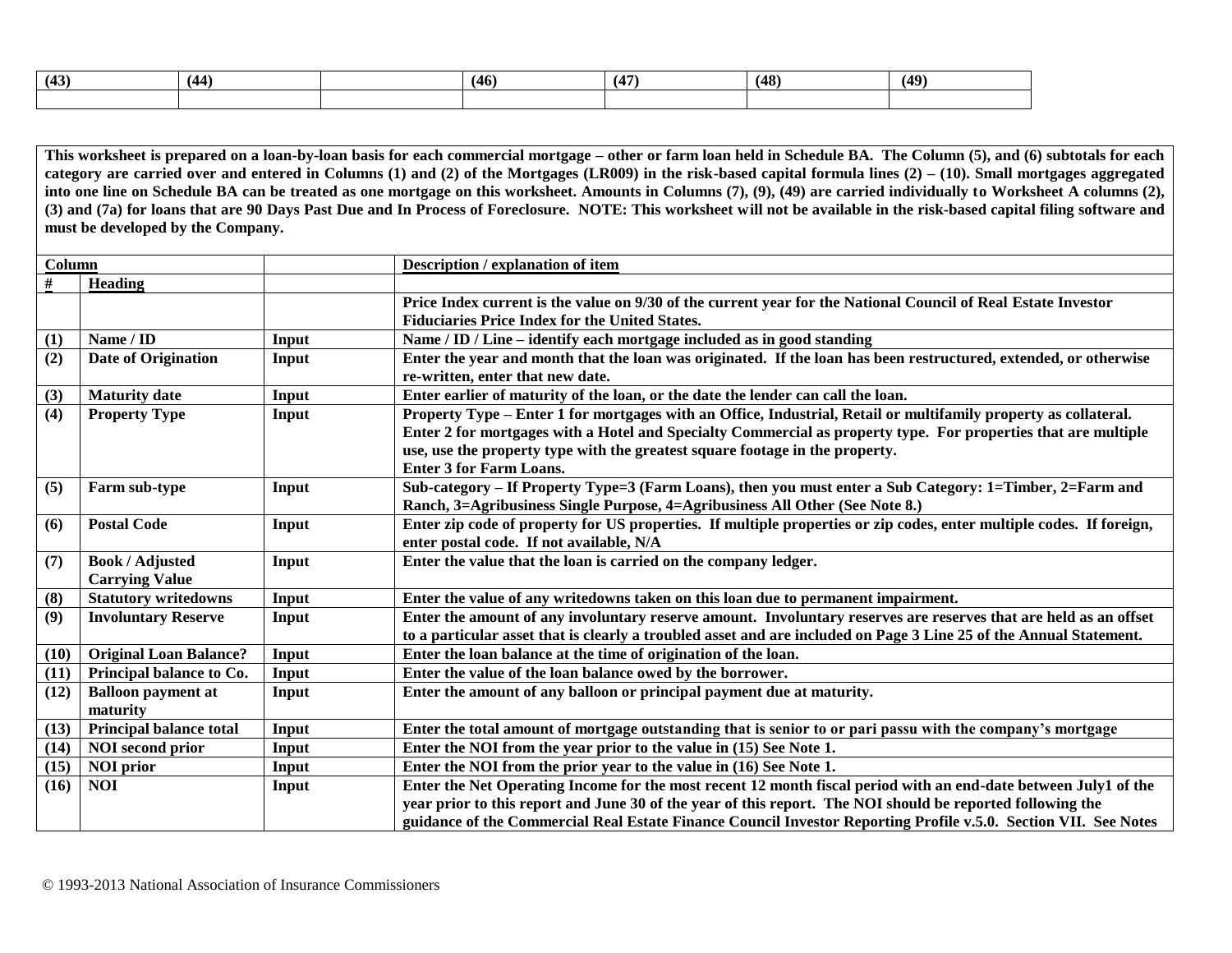| (43) | (44) | | (46) | (47) | (48) | (49) |
|---|---|---|---|---|---|---|
| | | | | | | |

**This worksheet is prepared on a loan-by-loan basis for each commercial mortgage – other or farm loan held in Schedule BA. The Column (5), and (6) subtotals for each category are carried over and entered in Columns (1) and (2) of the Mortgages (LR009) in the risk-based capital formula lines (2) – (10). Small mortgages aggregated into one line on Schedule BA can be treated as one mortgage on this worksheet. Amounts in Columns (7), (9), (49) are carried individually to Worksheet A columns (2), (3) and (7a) for loans that are 90 Days Past Due and In Process of Foreclosure. NOTE: This worksheet will not be available in the risk-based capital filing software and must be developed by the Company.**

| Column | | | Description / explanation of item |
|---|---|---|---|
| # | Heading | | |
| | | | Price Index current is the value on 9/30 of the current year for the National Council of Real Estate Investor Fiduciaries Price Index for the United States. |
| (1) | Name / ID | Input | Name / ID / Line – identify each mortgage included as in good standing |
| (2) | Date of Origination | Input | Enter the year and month that the loan was originated. If the loan has been restructured, extended, or otherwise re-written, enter that new date. |
| (3) | Maturity date | Input | Enter earlier of maturity of the loan, or the date the lender can call the loan. |
| (4) | Property Type | Input | Property Type – Enter 1 for mortgages with an Office, Industrial, Retail or multifamily property as collateral. Enter 2 for mortgages with a Hotel and Specialty Commercial as property type. For properties that are multiple use, use the property type with the greatest square footage in the property. Enter 3 for Farm Loans. |
| (5) | Farm sub-type | Input | Sub-category – If Property Type=3 (Farm Loans), then you must enter a Sub Category: 1=Timber, 2=Farm and Ranch, 3=Agribusiness Single Purpose, 4=Agribusiness All Other (See Note 8.) |
| (6) | Postal Code | Input | Enter zip code of property for US properties. If multiple properties or zip codes, enter multiple codes. If foreign, enter postal code. If not available, N/A |
| (7) | Book / Adjusted Carrying Value | Input | Enter the value that the loan is carried on the company ledger. |
| (8) | Statutory writedowns | Input | Enter the value of any writedowns taken on this loan due to permanent impairment. |
| (9) | Involuntary Reserve | Input | Enter the amount of any involuntary reserve amount. Involuntary reserves are reserves that are held as an offset to a particular asset that is clearly a troubled asset and are included on Page 3 Line 25 of the Annual Statement. |
| (10) | Original Loan Balance? | Input | Enter the loan balance at the time of origination of the loan. |
| (11) | Principal balance to Co. | Input | Enter the value of the loan balance owed by the borrower. |
| (12) | Balloon payment at maturity | Input | Enter the amount of any balloon or principal payment due at maturity. |
| (13) | Principal balance total | Input | Enter the total amount of mortgage outstanding that is senior to or pari passu with the company's mortgage |
| (14) | NOI second prior | Input | Enter the NOI from the year prior to the value in (15) See Note 1. |
| (15) | NOI prior | Input | Enter the NOI from the prior year to the value in (16) See Note 1. |
| (16) | NOI | Input | Enter the Net Operating Income for the most recent 12 month fiscal period with an end-date between July1 of the year prior to this report and June 30 of the year of this report. The NOI should be reported following the guidance of the Commercial Real Estate Finance Council Investor Reporting Profile v.5.0. Section VII. See Notes |

© 1993-2013 National Association of Insurance Commissioners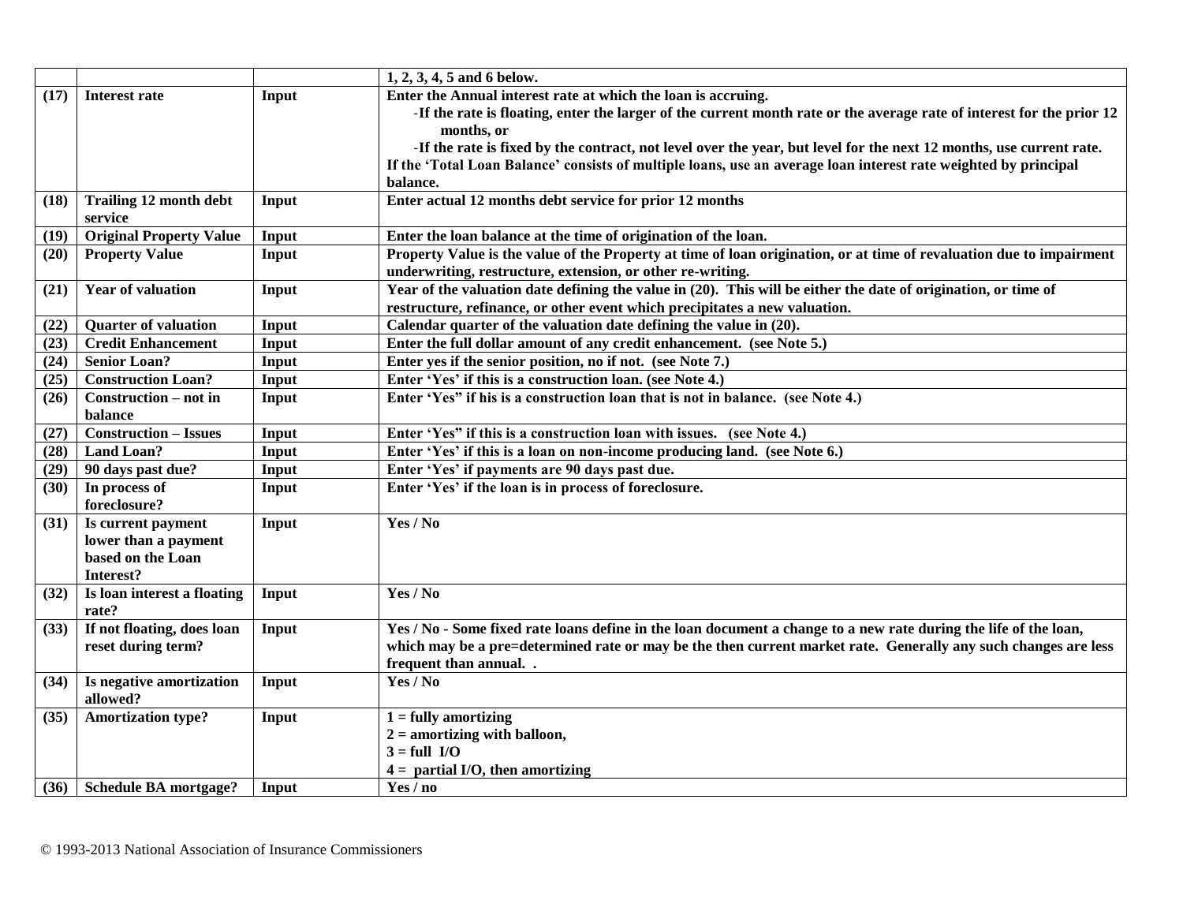| | | | 1, 2, 3, 4, 5 and 6 below. |
|---|---|---|---|
| (17) | Interest rate | Input | Enter the Annual interest rate at which the loan is accruing.<br>-If the rate is floating, enter the larger of the current month rate or the average rate of interest for the prior 12 months, or<br>-If the rate is fixed by the contract, not level over the year, but level for the next 12 months, use current rate.<br>If the 'Total Loan Balance' consists of multiple loans, use an average loan interest rate weighted by principal balance. |
| (18) | Trailing 12 month debt service | Input | Enter actual 12 months debt service for prior 12 months |
| (19) | Original Property Value | Input | Enter the loan balance at the time of origination of the loan. |
| (20) | Property Value | Input | Property Value is the value of the Property at time of loan origination, or at time of revaluation due to impairment underwriting, restructure, extension, or other re-writing. |
| (21) | Year of valuation | Input | Year of the valuation date defining the value in (20). This will be either the date of origination, or time of restructure, refinance, or other event which precipitates a new valuation. |
| (22) | Quarter of valuation | Input | Calendar quarter of the valuation date defining the value in (20). |
| (23) | Credit Enhancement | Input | Enter the full dollar amount of any credit enhancement. (see Note 5.) |
| (24) | Senior Loan? | Input | Enter yes if the senior position, no if not. (see Note 7.) |
| (25) | Construction Loan? | Input | Enter 'Yes' if this is a construction loan. (see Note 4.) |
| (26) | Construction – not in balance | Input | Enter 'Yes" if his is a construction loan that is not in balance. (see Note 4.) |
| (27) | Construction – Issues | Input | Enter 'Yes" if this is a construction loan with issues. (see Note 4.) |
| (28) | Land Loan? | Input | Enter 'Yes' if this is a loan on non-income producing land. (see Note 6.) |
| (29) | 90 days past due? | Input | Enter 'Yes' if payments are 90 days past due. |
| (30) | In process of foreclosure? | Input | Enter 'Yes' if the loan is in process of foreclosure. |
| (31) | Is current payment lower than a payment based on the Loan Interest? | Input | Yes / No |
| (32) | Is loan interest a floating rate? | Input | Yes / No |
| (33) | If not floating, does loan reset during term? | Input | Yes / No - Some fixed rate loans define in the loan document a change to a new rate during the life of the loan, which may be a pre=determined rate or may be the then current market rate. Generally any such changes are less frequent than annual. . |
| (34) | Is negative amortization allowed? | Input | Yes / No |
| (35) | Amortization type? | Input | 1 = fully amortizing<br>2 = amortizing with balloon,<br>3 = full I/O<br>4 = partial I/O, then amortizing |
| (36) | Schedule BA mortgage? | Input | Yes / no |

© 1993-2013 National Association of Insurance Commissioners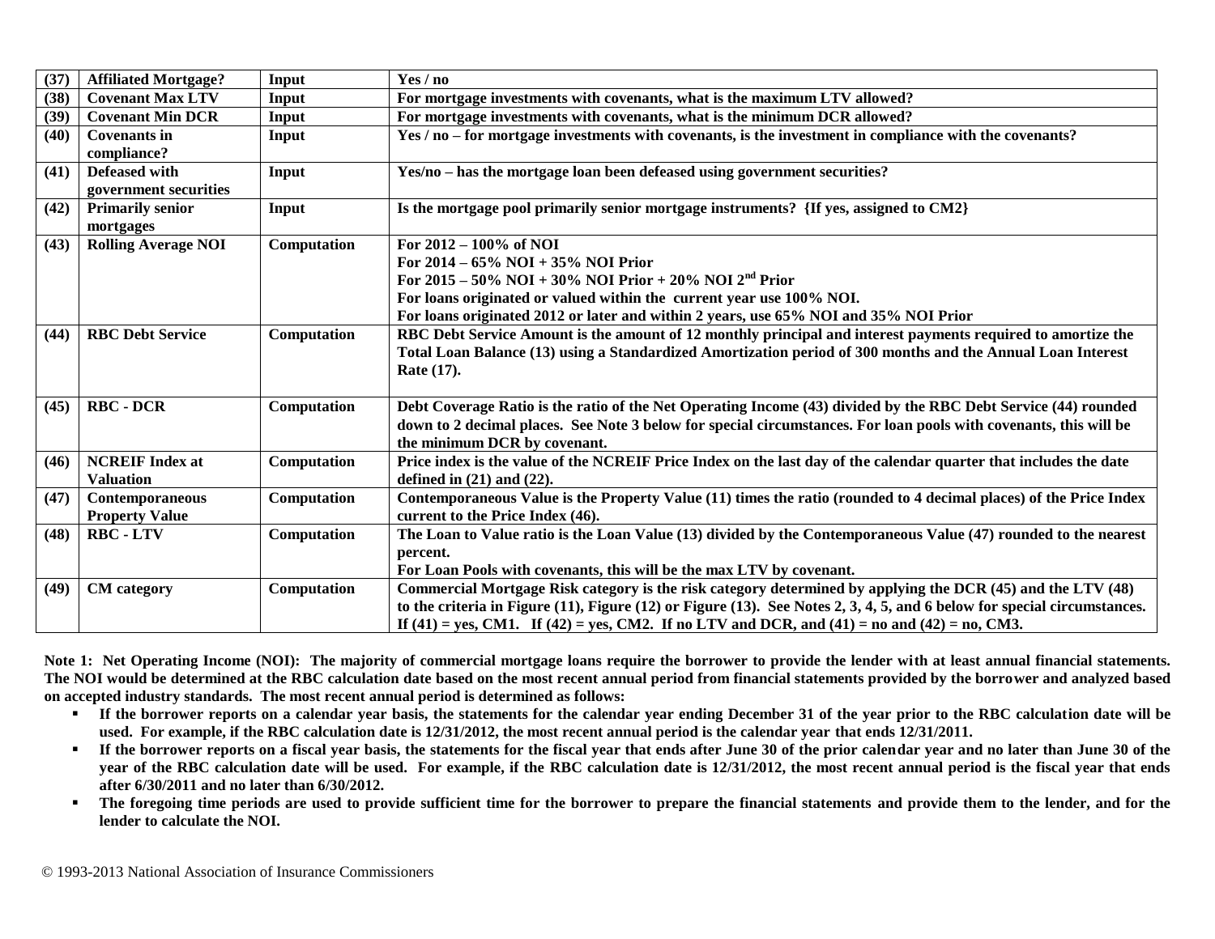| (37) | Affiliated Mortgage? | Input | Yes / no |
|---|---|---|---|
| (38) | Covenant Max LTV | Input | For mortgage investments with covenants, what is the maximum LTV allowed? |
| (39) | Covenant Min DCR | Input | For mortgage investments with covenants, what is the minimum DCR allowed? |
| (40) | Covenants in compliance? | Input | Yes / no – for mortgage investments with covenants, is the investment in compliance with the covenants? |
| (41) | Defeased with government securities | Input | Yes/no – has the mortgage loan been defeased using government securities? |
| (42) | Primarily senior mortgages | Input | Is the mortgage pool primarily senior mortgage instruments? {If yes, assigned to CM2} |
| (43) | Rolling Average NOI | Computation | For 2012 – 100% of NOI<br>For 2014 – 65% NOI + 35% NOI Prior<br>For 2015 – 50% NOI + 30% NOI Prior + 20% NOI 2nd Prior<br>For loans originated or valued within the current year use 100% NOI.<br>For loans originated 2012 or later and within 2 years, use 65% NOI and 35% NOI Prior |
| (44) | RBC Debt Service | Computation | RBC Debt Service Amount is the amount of 12 monthly principal and interest payments required to amortize the Total Loan Balance (13) using a Standardized Amortization period of 300 months and the Annual Loan Interest Rate (17). |
| (45) | RBC - DCR | Computation | Debt Coverage Ratio is the ratio of the Net Operating Income (43) divided by the RBC Debt Service (44) rounded down to 2 decimal places. See Note 3 below for special circumstances. For loan pools with covenants, this will be the minimum DCR by covenant. |
| (46) | NCREIF Index at Valuation | Computation | Price index is the value of the NCREIF Price Index on the last day of the calendar quarter that includes the date defined in (21) and (22). |
| (47) | Contemporaneous Property Value | Computation | Contemporaneous Value is the Property Value (11) times the ratio (rounded to 4 decimal places) of the Price Index current to the Price Index (46). |
| (48) | RBC - LTV | Computation | The Loan to Value ratio is the Loan Value (13) divided by the Contemporaneous Value (47) rounded to the nearest percent.<br>For Loan Pools with covenants, this will be the max LTV by covenant. |
| (49) | CM category | Computation | Commercial Mortgage Risk category is the risk category determined by applying the DCR (45) and the LTV (48) to the criteria in Figure (11), Figure (12) or Figure (13). See Notes 2, 3, 4, 5, and 6 below for special circumstances. If (41) = yes, CM1. If (42) = yes, CM2. If no LTV and DCR, and (41) = no and (42) = no, CM3. |

**Note 1: Net Operating Income (NOI): The majority of commercial mortgage loans require the borrower to provide the lender with at least annual financial statements. The NOI would be determined at the RBC calculation date based on the most recent annual period from financial statements provided by the borrower and analyzed based on accepted industry standards. The most recent annual period is determined as follows:**

- **If the borrower reports on a calendar year basis, the statements for the calendar year ending December 31 of the year prior to the RBC calculation date will be used. For example, if the RBC calculation date is 12/31/2012, the most recent annual period is the calendar year that ends 12/31/2011.**
- **If the borrower reports on a fiscal year basis, the statements for the fiscal year that ends after June 30 of the prior calendar year and no later than June 30 of the year of the RBC calculation date will be used. For example, if the RBC calculation date is 12/31/2012, the most recent annual period is the fiscal year that ends after 6/30/2011 and no later than 6/30/2012.**
- **The foregoing time periods are used to provide sufficient time for the borrower to prepare the financial statements and provide them to the lender, and for the lender to calculate the NOI.**

© 1993-2013 National Association of Insurance Commissioners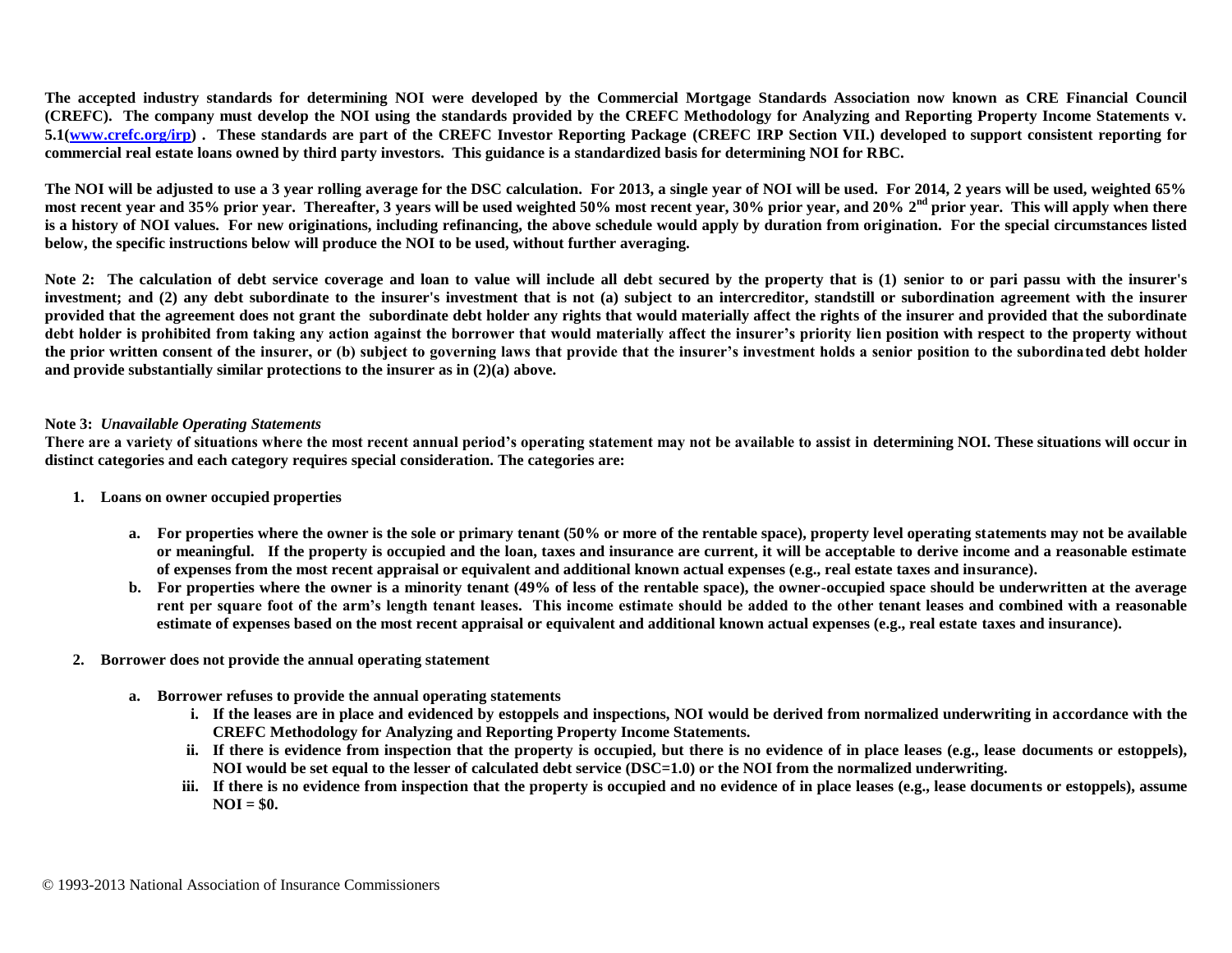**The accepted industry standards for determining NOI were developed by the Commercial Mortgage Standards Association now known as CRE Financial Council (CREFC). The company must develop the NOI using the standards provided by the CREFC Methodology for Analyzing and Reporting Property Income Statements v. 5.1(www.crefc.org/irp) . These standards are part of the CREFC Investor Reporting Package (CREFC IRP Section VII.) developed to support consistent reporting for commercial real estate loans owned by third party investors. This guidance is a standardized basis for determining NOI for RBC.**

**The NOI will be adjusted to use a 3 year rolling average for the DSC calculation. For 2013, a single year of NOI will be used. For 2014, 2 years will be used, weighted 65% most recent year and 35% prior year. Thereafter, 3 years will be used weighted 50% most recent year, 30% prior year, and 20% 2nd prior year. This will apply when there is a history of NOI values. For new originations, including refinancing, the above schedule would apply by duration from origination. For the special circumstances listed below, the specific instructions below will produce the NOI to be used, without further averaging.**

**Note 2: The calculation of debt service coverage and loan to value will include all debt secured by the property that is (1) senior to or pari passu with the insurer's investment; and (2) any debt subordinate to the insurer's investment that is not (a) subject to an intercreditor, standstill or subordination agreement with the insurer provided that the agreement does not grant the subordinate debt holder any rights that would materially affect the rights of the insurer and provided that the subordinate debt holder is prohibited from taking any action against the borrower that would materially affect the insurer's priority lien position with respect to the property without the prior written consent of the insurer, or (b) subject to governing laws that provide that the insurer's investment holds a senior position to the subordinated debt holder and provide substantially similar protections to the insurer as in (2)(a) above.**

**Note 3:** ***Unavailable Operating Statements***

**There are a variety of situations where the most recent annual period's operating statement may not be available to assist in determining NOI. These situations will occur in distinct categories and each category requires special consideration. The categories are:**

1. **Loans on owner occupied properties**
   a. **For properties where the owner is the sole or primary tenant (50% or more of the rentable space), property level operating statements may not be available or meaningful. If the property is occupied and the loan, taxes and insurance are current, it will be acceptable to derive income and a reasonable estimate of expenses from the most recent appraisal or equivalent and additional known actual expenses (e.g., real estate taxes and insurance).**
   b. **For properties where the owner is a minority tenant (49% of less of the rentable space), the owner-occupied space should be underwritten at the average rent per square foot of the arm's length tenant leases. This income estimate should be added to the other tenant leases and combined with a reasonable estimate of expenses based on the most recent appraisal or equivalent and additional known actual expenses (e.g., real estate taxes and insurance).**

2. **Borrower does not provide the annual operating statement**
   a. **Borrower refuses to provide the annual operating statements**
      i. **If the leases are in place and evidenced by estoppels and inspections, NOI would be derived from normalized underwriting in accordance with the CREFC Methodology for Analyzing and Reporting Property Income Statements.**
      ii. **If there is evidence from inspection that the property is occupied, but there is no evidence of in place leases (e.g., lease documents or estoppels), NOI would be set equal to the lesser of calculated debt service (DSC=1.0) or the NOI from the normalized underwriting.**
      iii. **If there is no evidence from inspection that the property is occupied and no evidence of in place leases (e.g., lease documents or estoppels), assume NOI = $0.**

© 1993-2013 National Association of Insurance Commissioners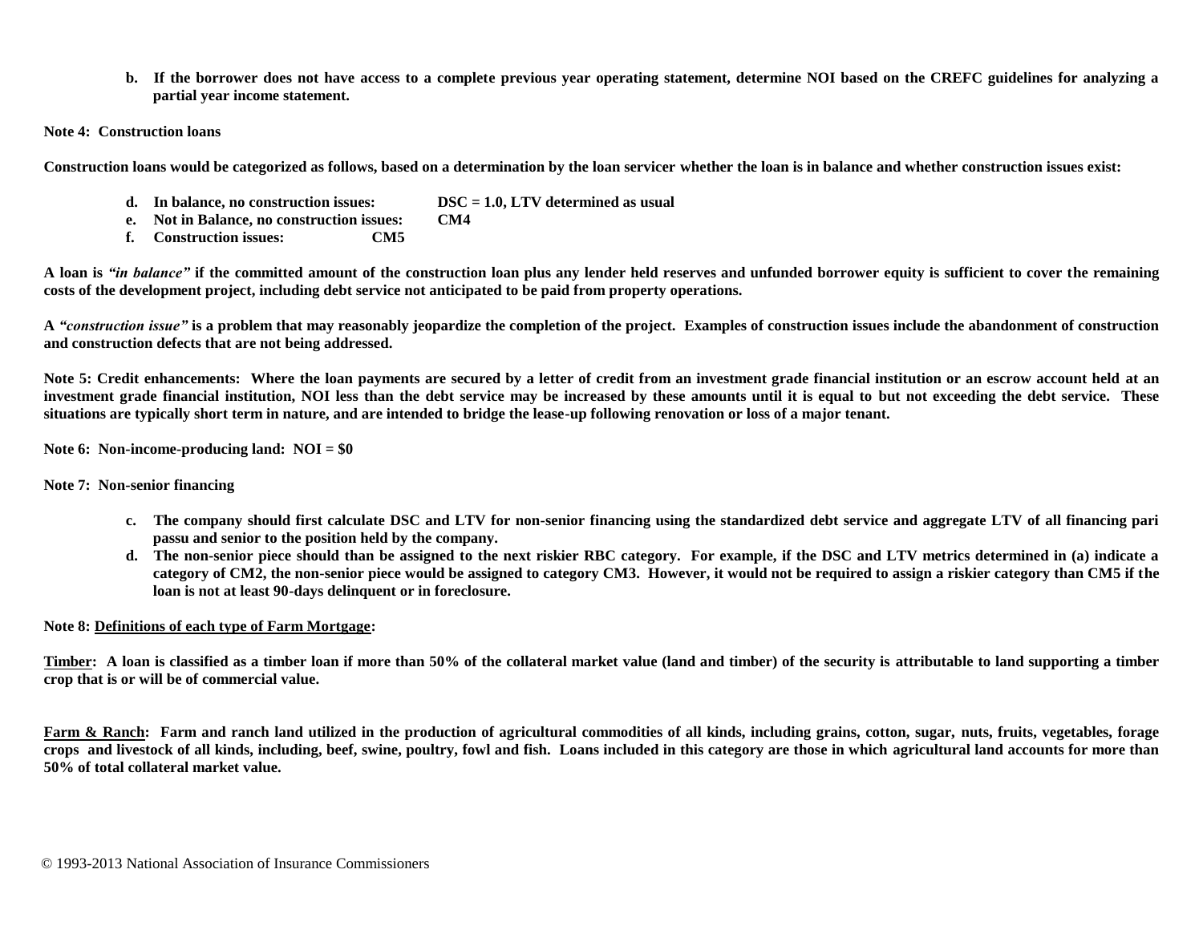b. **If the borrower does not have access to a complete previous year operating statement, determine NOI based on the CREFC guidelines for analyzing a partial year income statement.**

**Note 4: Construction loans**

**Construction loans would be categorized as follows, based on a determination by the loan servicer whether the loan is in balance and whether construction issues exist:**

d. **In balance, no construction issues:** **DSC = 1.0, LTV determined as usual**
e. **Not in Balance, no construction issues:** **CM4**
f. **Construction issues:** **CM5**

**A loan is *"in balance"* if the committed amount of the construction loan plus any lender held reserves and unfunded borrower equity is sufficient to cover the remaining costs of the development project, including debt service not anticipated to be paid from property operations.**

**A *"construction issue"* is a problem that may reasonably jeopardize the completion of the project. Examples of construction issues include the abandonment of construction and construction defects that are not being addressed.**

**Note 5: Credit enhancements: Where the loan payments are secured by a letter of credit from an investment grade financial institution or an escrow account held at an investment grade financial institution, NOI less than the debt service may be increased by these amounts until it is equal to but not exceeding the debt service. These situations are typically short term in nature, and are intended to bridge the lease-up following renovation or loss of a major tenant.**

**Note 6: Non-income-producing land: NOI = $0**

**Note 7: Non-senior financing**

c. **The company should first calculate DSC and LTV for non-senior financing using the standardized debt service and aggregate LTV of all financing pari passu and senior to the position held by the company.**
d. **The non-senior piece should than be assigned to the next riskier RBC category. For example, if the DSC and LTV metrics determined in (a) indicate a category of CM2, the non-senior piece would be assigned to category CM3. However, it would not be required to assign a riskier category than CM5 if the loan is not at least 90-days delinquent or in foreclosure.**

**Note 8: <u>Definitions of each type of Farm Mortgage</u>:**

**<u>Timber</u>: A loan is classified as a timber loan if more than 50% of the collateral market value (land and timber) of the security is attributable to land supporting a timber crop that is or will be of commercial value.**

**<u>Farm & Ranch</u>: Farm and ranch land utilized in the production of agricultural commodities of all kinds, including grains, cotton, sugar, nuts, fruits, vegetables, forage crops and livestock of all kinds, including, beef, swine, poultry, fowl and fish. Loans included in this category are those in which agricultural land accounts for more than 50% of total collateral market value.**

© 1993-2013 National Association of Insurance Commissioners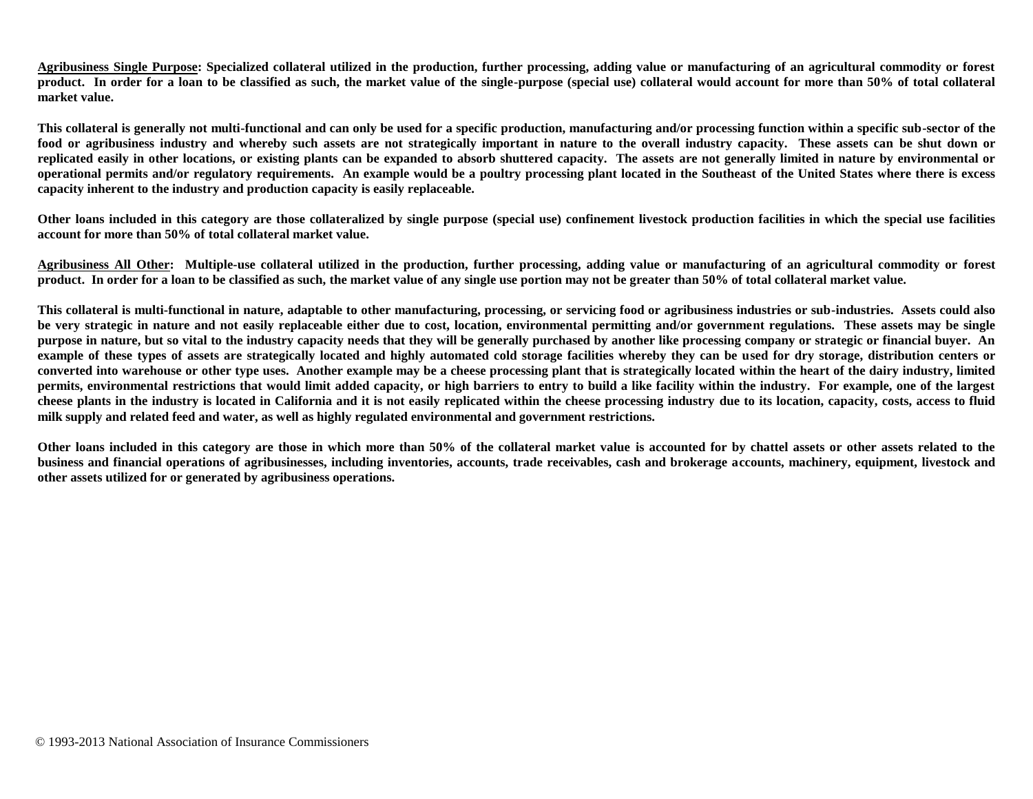**<u>Agribusiness Single Purpose</u>: Specialized collateral utilized in the production, further processing, adding value or manufacturing of an agricultural commodity or forest product. In order for a loan to be classified as such, the market value of the single-purpose (special use) collateral would account for more than 50% of total collateral market value.**

**This collateral is generally not multi-functional and can only be used for a specific production, manufacturing and/or processing function within a specific sub-sector of the food or agribusiness industry and whereby such assets are not strategically important in nature to the overall industry capacity. These assets can be shut down or replicated easily in other locations, or existing plants can be expanded to absorb shuttered capacity. The assets are not generally limited in nature by environmental or operational permits and/or regulatory requirements. An example would be a poultry processing plant located in the Southeast of the United States where there is excess capacity inherent to the industry and production capacity is easily replaceable.**

**Other loans included in this category are those collateralized by single purpose (special use) confinement livestock production facilities in which the special use facilities account for more than 50% of total collateral market value.**

**<u>Agribusiness All Other</u>: Multiple-use collateral utilized in the production, further processing, adding value or manufacturing of an agricultural commodity or forest product. In order for a loan to be classified as such, the market value of any single use portion may not be greater than 50% of total collateral market value.**

**This collateral is multi-functional in nature, adaptable to other manufacturing, processing, or servicing food or agribusiness industries or sub-industries. Assets could also be very strategic in nature and not easily replaceable either due to cost, location, environmental permitting and/or government regulations. These assets may be single purpose in nature, but so vital to the industry capacity needs that they will be generally purchased by another like processing company or strategic or financial buyer. An example of these types of assets are strategically located and highly automated cold storage facilities whereby they can be used for dry storage, distribution centers or converted into warehouse or other type uses. Another example may be a cheese processing plant that is strategically located within the heart of the dairy industry, limited permits, environmental restrictions that would limit added capacity, or high barriers to entry to build a like facility within the industry. For example, one of the largest cheese plants in the industry is located in California and it is not easily replicated within the cheese processing industry due to its location, capacity, costs, access to fluid milk supply and related feed and water, as well as highly regulated environmental and government restrictions.**

**Other loans included in this category are those in which more than 50% of the collateral market value is accounted for by chattel assets or other assets related to the business and financial operations of agribusinesses, including inventories, accounts, trade receivables, cash and brokerage accounts, machinery, equipment, livestock and other assets utilized for or generated by agribusiness operations.**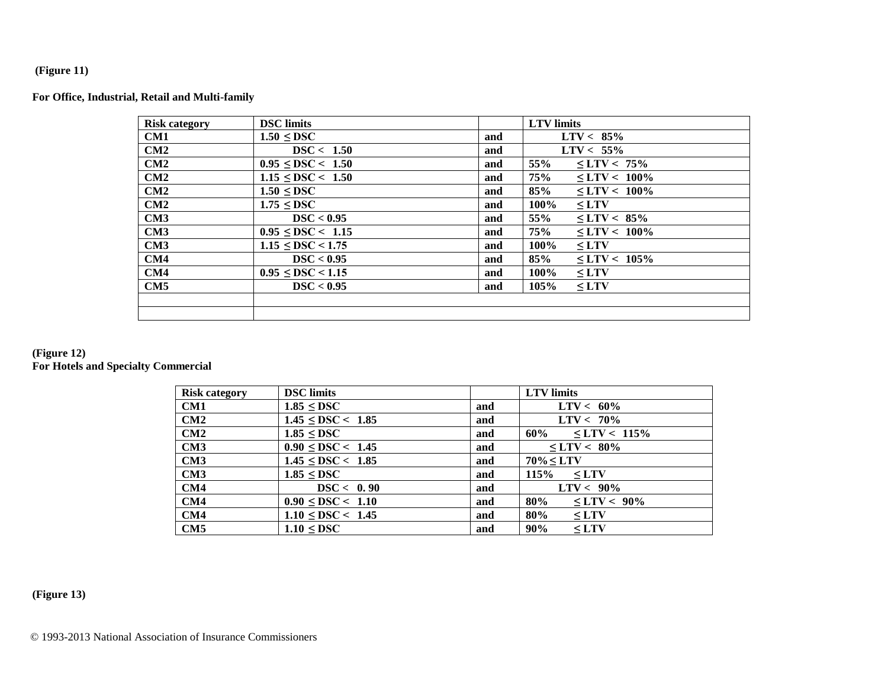(Figure 11)

**For Office, Industrial, Retail and Multi-family**

| Risk category | DSC limits | | LTV limits |
|---|---|---|---|
| CM1 | 1.50 ≤ DSC | and | LTV < 85% |
| CM2 | DSC < 1.50 | and | LTV < 55% |
| CM2 | 0.95 ≤ DSC < 1.50 | and | 55% ≤ LTV < 75% |
| CM2 | 1.15 ≤ DSC < 1.50 | and | 75% ≤ LTV < 100% |
| CM2 | 1.50 ≤ DSC | and | 85% ≤ LTV < 100% |
| CM2 | 1.75 ≤ DSC | and | 100% ≤ LTV |
| CM3 | DSC < 0.95 | and | 55% ≤ LTV < 85% |
| CM3 | 0.95 ≤ DSC < 1.15 | and | 75% ≤ LTV < 100% |
| CM3 | 1.15 ≤ DSC < 1.75 | and | 100% ≤ LTV |
| CM4 | DSC < 0.95 | and | 85% ≤ LTV < 105% |
| CM4 | 0.95 ≤ DSC < 1.15 | and | 100% ≤ LTV |
| CM5 | DSC < 0.95 | and | 105% ≤ LTV |
| | | | |
| | | | |

(Figure 12)
**For Hotels and Specialty Commercial**

| Risk category | DSC limits | | LTV limits |
|---|---|---|---|
| CM1 | 1.85 ≤ DSC | and | LTV < 60% |
| CM2 | 1.45 ≤ DSC < 1.85 | and | LTV < 70% |
| CM2 | 1.85 ≤ DSC | and | 60% ≤ LTV < 115% |
| CM3 | 0.90 ≤ DSC < 1.45 | and | ≤ LTV < 80% |
| CM3 | 1.45 ≤ DSC < 1.85 | and | 70% ≤ LTV |
| CM3 | 1.85 ≤ DSC | and | 115% ≤ LTV |
| CM4 | DSC < 0. 90 | and | LTV < 90% |
| CM4 | 0.90 ≤ DSC < 1.10 | and | 80% ≤ LTV < 90% |
| CM4 | 1.10 ≤ DSC < 1.45 | and | 80% ≤ LTV |
| CM5 | 1.10 ≤ DSC | and | 90% ≤ LTV |

(Figure 13)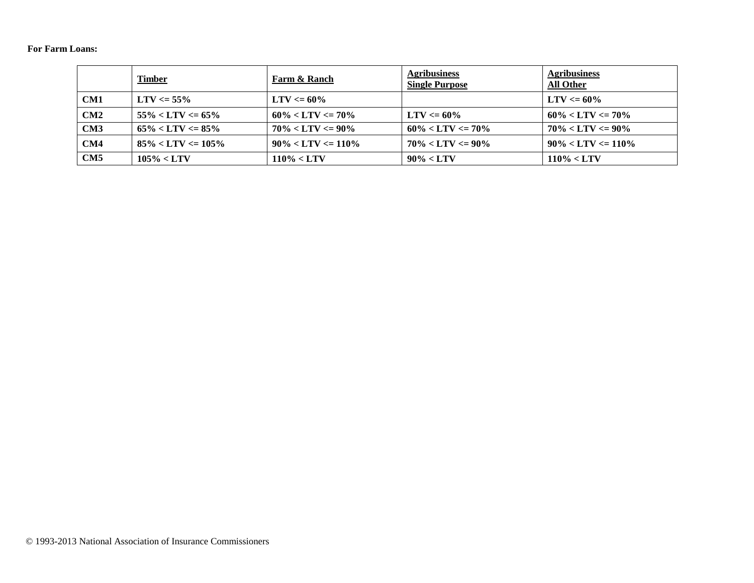**For Farm Loans:**

| | Timber | Farm & Ranch | Agribusiness Single Purpose | Agribusiness All Other |
|---|---|---|---|---|
| **CM1** | **LTV <= 55%** | **LTV <= 60%** | | **LTV <= 60%** |
| **CM2** | **55% < LTV <= 65%** | **60% < LTV <= 70%** | **LTV <= 60%** | **60% < LTV <= 70%** |
| **CM3** | **65% < LTV <= 85%** | **70% < LTV <= 90%** | **60% < LTV <= 70%** | **70% < LTV <= 90%** |
| **CM4** | **85% < LTV <= 105%** | **90% < LTV <= 110%** | **70% < LTV <= 90%** | **90% < LTV <= 110%** |
| **CM5** | **105% < LTV** | **110% < LTV** | **90% < LTV** | **110% < LTV** |

© 1993-2013 National Association of Insurance Commissioners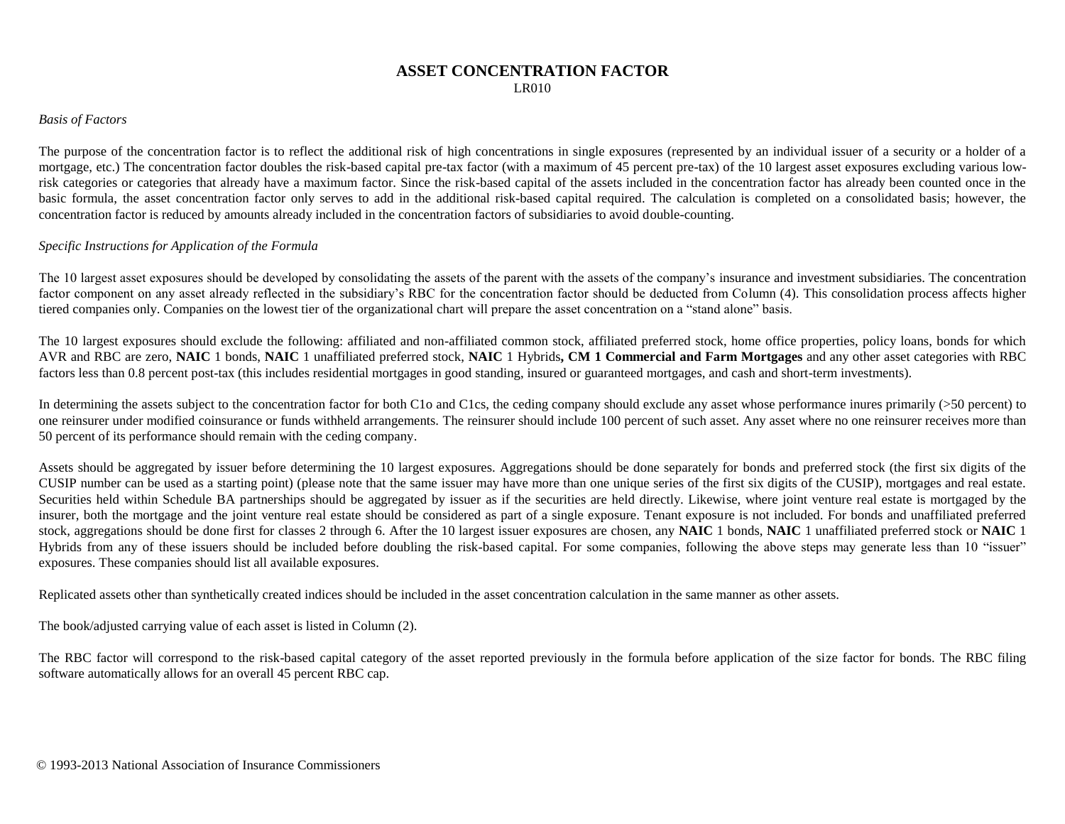# ASSET CONCENTRATION FACTOR

LR010

*Basis of Factors*

The purpose of the concentration factor is to reflect the additional risk of high concentrations in single exposures (represented by an individual issuer of a security or a holder of a mortgage, etc.) The concentration factor doubles the risk-based capital pre-tax factor (with a maximum of 45 percent pre-tax) of the 10 largest asset exposures excluding various low-risk categories or categories that already have a maximum factor. Since the risk-based capital of the assets included in the concentration factor has already been counted once in the basic formula, the asset concentration factor only serves to add in the additional risk-based capital required. The calculation is completed on a consolidated basis; however, the concentration factor is reduced by amounts already included in the concentration factors of subsidiaries to avoid double-counting.

*Specific Instructions for Application of the Formula*

The 10 largest asset exposures should be developed by consolidating the assets of the parent with the assets of the company's insurance and investment subsidiaries. The concentration factor component on any asset already reflected in the subsidiary's RBC for the concentration factor should be deducted from Column (4). This consolidation process affects higher tiered companies only. Companies on the lowest tier of the organizational chart will prepare the asset concentration on a "stand alone" basis.

The 10 largest exposures should exclude the following: affiliated and non-affiliated common stock, affiliated preferred stock, home office properties, policy loans, bonds for which AVR and RBC are zero, **NAIC** 1 bonds, **NAIC** 1 unaffiliated preferred stock, **NAIC** 1 Hybrids**, CM 1 Commercial and Farm Mortgages** and any other asset categories with RBC factors less than 0.8 percent post-tax (this includes residential mortgages in good standing, insured or guaranteed mortgages, and cash and short-term investments).

In determining the assets subject to the concentration factor for both C1o and C1cs, the ceding company should exclude any asset whose performance inures primarily (>50 percent) to one reinsurer under modified coinsurance or funds withheld arrangements. The reinsurer should include 100 percent of such asset. Any asset where no one reinsurer receives more than 50 percent of its performance should remain with the ceding company.

Assets should be aggregated by issuer before determining the 10 largest exposures. Aggregations should be done separately for bonds and preferred stock (the first six digits of the CUSIP number can be used as a starting point) (please note that the same issuer may have more than one unique series of the first six digits of the CUSIP), mortgages and real estate. Securities held within Schedule BA partnerships should be aggregated by issuer as if the securities are held directly. Likewise, where joint venture real estate is mortgaged by the insurer, both the mortgage and the joint venture real estate should be considered as part of a single exposure. Tenant exposure is not included. For bonds and unaffiliated preferred stock, aggregations should be done first for classes 2 through 6. After the 10 largest issuer exposures are chosen, any **NAIC** 1 bonds, **NAIC** 1 unaffiliated preferred stock or **NAIC** 1 Hybrids from any of these issuers should be included before doubling the risk-based capital. For some companies, following the above steps may generate less than 10 "issuer" exposures. These companies should list all available exposures.

Replicated assets other than synthetically created indices should be included in the asset concentration calculation in the same manner as other assets.

The book/adjusted carrying value of each asset is listed in Column (2).

The RBC factor will correspond to the risk-based capital category of the asset reported previously in the formula before application of the size factor for bonds. The RBC filing software automatically allows for an overall 45 percent RBC cap.

© 1993-2013 National Association of Insurance Commissioners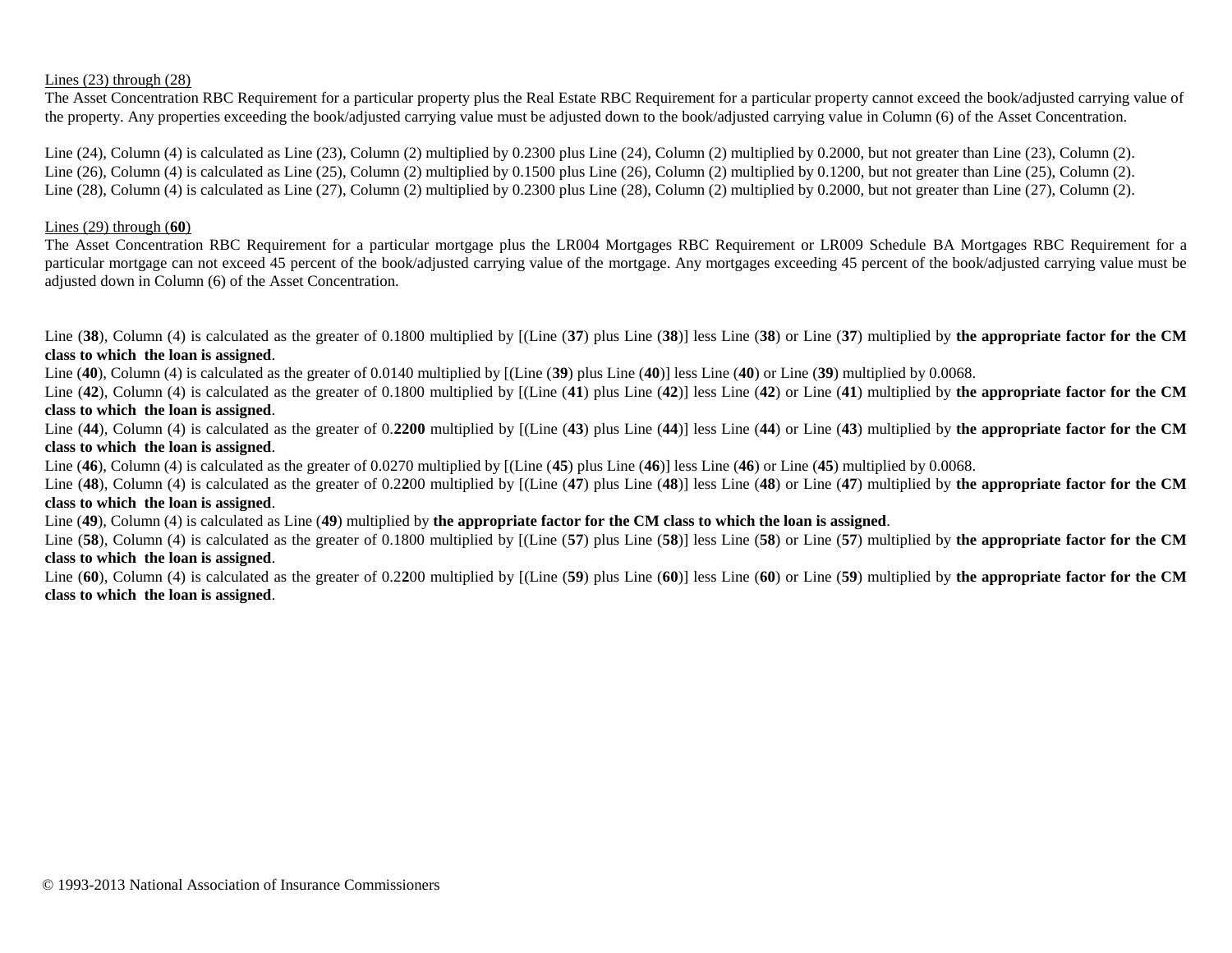Lines (23) through (28)

The Asset Concentration RBC Requirement for a particular property plus the Real Estate RBC Requirement for a particular property cannot exceed the book/adjusted carrying value of the property. Any properties exceeding the book/adjusted carrying value must be adjusted down to the book/adjusted carrying value in Column (6) of the Asset Concentration.

Line (24), Column (4) is calculated as Line (23), Column (2) multiplied by 0.2300 plus Line (24), Column (2) multiplied by 0.2000, but not greater than Line (23), Column (2).
Line (26), Column (4) is calculated as Line (25), Column (2) multiplied by 0.1500 plus Line (26), Column (2) multiplied by 0.1200, but not greater than Line (25), Column (2).
Line (28), Column (4) is calculated as Line (27), Column (2) multiplied by 0.2300 plus Line (28), Column (2) multiplied by 0.2000, but not greater than Line (27), Column (2).

Lines (29) through (**60**)

The Asset Concentration RBC Requirement for a particular mortgage plus the LR004 Mortgages RBC Requirement or LR009 Schedule BA Mortgages RBC Requirement for a particular mortgage can not exceed 45 percent of the book/adjusted carrying value of the mortgage. Any mortgages exceeding 45 percent of the book/adjusted carrying value must be adjusted down in Column (6) of the Asset Concentration.

Line (**38**), Column (4) is calculated as the greater of 0.1800 multiplied by [(Line (**37**) plus Line (**38**)] less Line (**38**) or Line (**37**) multiplied by **the appropriate factor for the CM class to which the loan is assigned**.
Line (**40**), Column (4) is calculated as the greater of 0.0140 multiplied by [(Line (**39**) plus Line (**40**)] less Line (**40**) or Line (**39**) multiplied by 0.0068.
Line (**42**), Column (4) is calculated as the greater of 0.1800 multiplied by [(Line (**41**) plus Line (**42**)] less Line (**42**) or Line (**41**) multiplied by **the appropriate factor for the CM class to which the loan is assigned**.
Line (**44**), Column (4) is calculated as the greater of 0.**2200** multiplied by [(Line (**43**) plus Line (**44**)] less Line (**44**) or Line (**43**) multiplied by **the appropriate factor for the CM class to which the loan is assigned**.
Line (**46**), Column (4) is calculated as the greater of 0.0270 multiplied by [(Line (**45**) plus Line (**46**)] less Line (**46**) or Line (**45**) multiplied by 0.0068.
Line (**48**), Column (4) is calculated as the greater of 0.2**2**00 multiplied by [(Line (**47**) plus Line (**48**)] less Line (**48**) or Line (**47**) multiplied by **the appropriate factor for the CM class to which the loan is assigned**.
Line (**49**), Column (4) is calculated as Line (**49**) multiplied by **the appropriate factor for the CM class to which the loan is assigned**.
Line (**58**), Column (4) is calculated as the greater of 0.1800 multiplied by [(Line (**57**) plus Line (**58**)] less Line (**58**) or Line (**57**) multiplied by **the appropriate factor for the CM class to which the loan is assigned**.
Line (**60**), Column (4) is calculated as the greater of 0.2**2**00 multiplied by [(Line (**59**) plus Line (**60**)] less Line (**60**) or Line (**59**) multiplied by **the appropriate factor for the CM class to which the loan is assigned**.

© 1993-2013 National Association of Insurance Commissioners